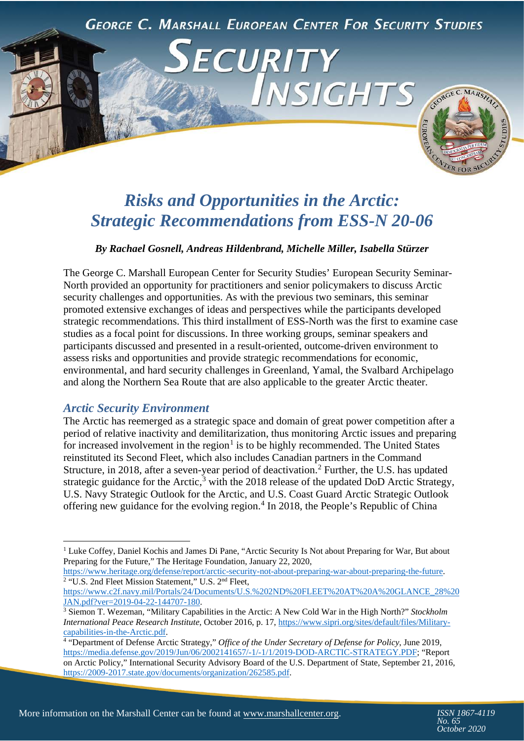George C. Marshall European Center For Security Studies

# Security Insights

# *Risks and Opportunities in the Arctic: Strategic Recommendations from ESS-N 20-06*

***By Rachael Gosnell, Andreas Hildenbrand, Michelle Miller, Isabella Stürzer***

The George C. Marshall European Center for Security Studies' European Security Seminar-North provided an opportunity for practitioners and senior policymakers to discuss Arctic security challenges and opportunities. As with the previous two seminars, this seminar promoted extensive exchanges of ideas and perspectives while the participants developed strategic recommendations. This third installment of ESS-North was the first to examine case studies as a focal point for discussions. In three working groups, seminar speakers and participants discussed and presented in a result-oriented, outcome-driven environment to assess risks and opportunities and provide strategic recommendations for economic, environmental, and hard security challenges in Greenland, Yamal, the Svalbard Archipelago and along the Northern Sea Route that are also applicable to the greater Arctic theater.

## *Arctic Security Environment*

The Arctic has reemerged as a strategic space and domain of great power competition after a period of relative inactivity and demilitarization, thus monitoring Arctic issues and preparing for increased involvement in the region[1] is to be highly recommended. The United States reinstituted its Second Fleet, which also includes Canadian partners in the Command Structure, in 2018, after a seven-year period of deactivation.[2] Further, the U.S. has updated strategic guidance for the Arctic,[3] with the 2018 release of the updated DoD Arctic Strategy, U.S. Navy Strategic Outlook for the Arctic, and U.S. Coast Guard Arctic Strategic Outlook offering new guidance for the evolving region.[4] In 2018, the People's Republic of China

---

[1] Luke Coffey, Daniel Kochis and James Di Pane, "Arctic Security Is Not about Preparing for War, But about Preparing for the Future," The Heritage Foundation, January 22, 2020, https://www.heritage.org/defense/report/arctic-security-not-about-preparing-war-about-preparing-the-future.

[2] "U.S. 2nd Fleet Mission Statement," U.S. 2nd Fleet, https://www.c2f.navy.mil/Portals/24/Documents/U.S.%202ND%20FLEET%20AT%20A%20GLANCE_28%20JAN.pdf?ver=2019-04-22-144707-180.

[3] Siemon T. Wezeman, "Military Capabilities in the Arctic: A New Cold War in the High North?" *Stockholm International Peace Research Institute*, October 2016, p. 17, https://www.sipri.org/sites/default/files/Military-capabilities-in-the-Arctic.pdf.

[4] "Department of Defense Arctic Strategy," *Office of the Under Secretary of Defense for Policy*, June 2019, https://media.defense.gov/2019/Jun/06/2002141657/-1/-1/1/2019-DOD-ARCTIC-STRATEGY.PDF; "Report on Arctic Policy," International Security Advisory Board of the U.S. Department of State, September 21, 2016, https://2009-2017.state.gov/documents/organization/262585.pdf.

More information on the Marshall Center can be found at www.marshallcenter.org.

*ISSN 1867-4119*
*No. 65*
*October 2020*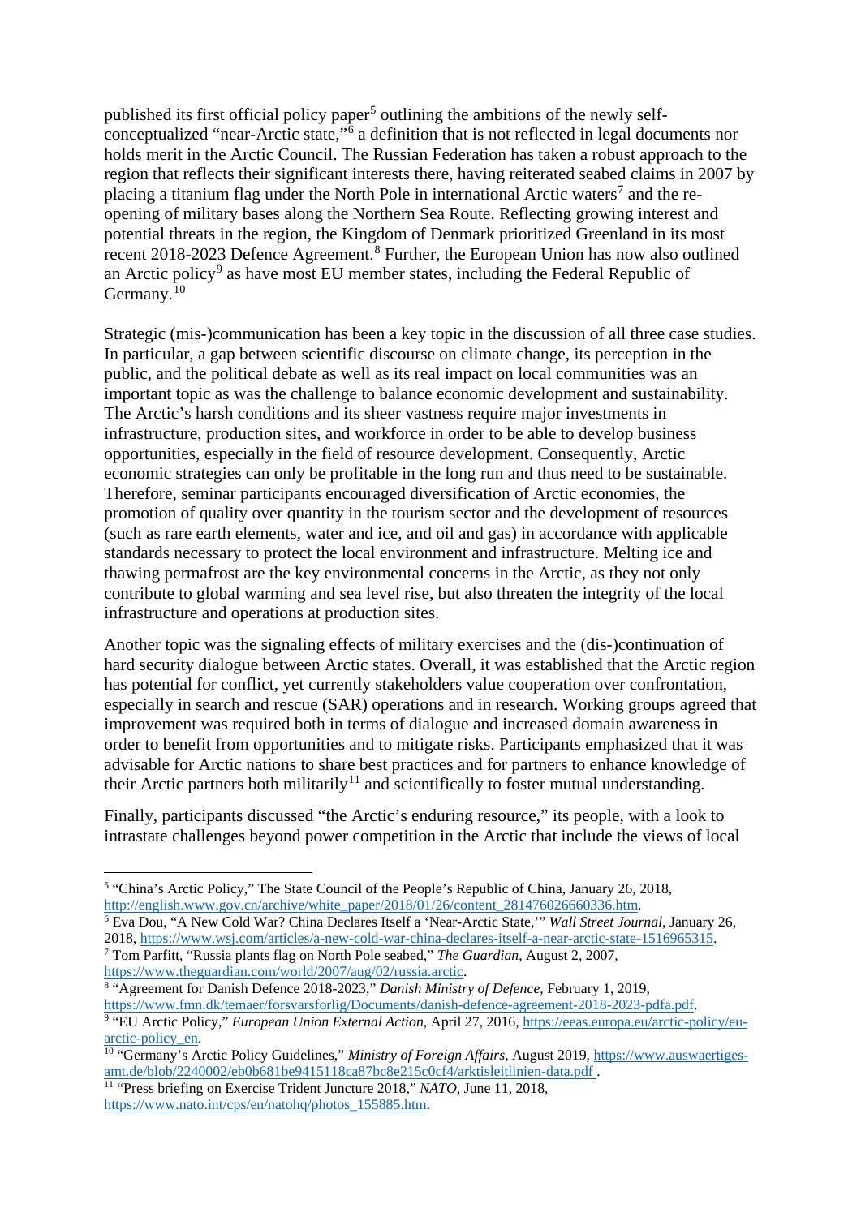published its first official policy paper[5] outlining the ambitions of the newly self-conceptualized "near-Arctic state,"[6] a definition that is not reflected in legal documents nor holds merit in the Arctic Council. The Russian Federation has taken a robust approach to the region that reflects their significant interests there, having reiterated seabed claims in 2007 by placing a titanium flag under the North Pole in international Arctic waters[7] and the re-opening of military bases along the Northern Sea Route. Reflecting growing interest and potential threats in the region, the Kingdom of Denmark prioritized Greenland in its most recent 2018-2023 Defence Agreement.[8] Further, the European Union has now also outlined an Arctic policy[9] as have most EU member states, including the Federal Republic of Germany.[10]

Strategic (mis-)communication has been a key topic in the discussion of all three case studies. In particular, a gap between scientific discourse on climate change, its perception in the public, and the political debate as well as its real impact on local communities was an important topic as was the challenge to balance economic development and sustainability. The Arctic's harsh conditions and its sheer vastness require major investments in infrastructure, production sites, and workforce in order to be able to develop business opportunities, especially in the field of resource development. Consequently, Arctic economic strategies can only be profitable in the long run and thus need to be sustainable. Therefore, seminar participants encouraged diversification of Arctic economies, the promotion of quality over quantity in the tourism sector and the development of resources (such as rare earth elements, water and ice, and oil and gas) in accordance with applicable standards necessary to protect the local environment and infrastructure. Melting ice and thawing permafrost are the key environmental concerns in the Arctic, as they not only contribute to global warming and sea level rise, but also threaten the integrity of the local infrastructure and operations at production sites.

Another topic was the signaling effects of military exercises and the (dis-)continuation of hard security dialogue between Arctic states. Overall, it was established that the Arctic region has potential for conflict, yet currently stakeholders value cooperation over confrontation, especially in search and rescue (SAR) operations and in research. Working groups agreed that improvement was required both in terms of dialogue and increased domain awareness in order to benefit from opportunities and to mitigate risks. Participants emphasized that it was advisable for Arctic nations to share best practices and for partners to enhance knowledge of their Arctic partners both militarily[11] and scientifically to foster mutual understanding.

Finally, participants discussed "the Arctic's enduring resource," its people, with a look to intrastate challenges beyond power competition in the Arctic that include the views of local

---

[5] "China's Arctic Policy," The State Council of the People's Republic of China, January 26, 2018, http://english.www.gov.cn/archive/white_paper/2018/01/26/content_281476026660336.htm.

[6] Eva Dou, "A New Cold War? China Declares Itself a 'Near-Arctic State,'" *Wall Street Journal*, January 26, 2018, https://www.wsj.com/articles/a-new-cold-war-china-declares-itself-a-near-arctic-state-1516965315.

[7] Tom Parfitt, "Russia plants flag on North Pole seabed," *The Guardian*, August 2, 2007, https://www.theguardian.com/world/2007/aug/02/russia.arctic.

[8] "Agreement for Danish Defence 2018-2023," *Danish Ministry of Defence*, February 1, 2019, https://www.fmn.dk/temaer/forsvarsforlig/Documents/danish-defence-agreement-2018-2023-pdfa.pdf.

[9] "EU Arctic Policy," *European Union External Action*, April 27, 2016, https://eeas.europa.eu/arctic-policy/eu-arctic-policy_en.

[10] "Germany's Arctic Policy Guidelines," *Ministry of Foreign Affairs*, August 2019, https://www.auswaertiges-amt.de/blob/2240002/eb0b681be9415118ca87bc8e215c0cf4/arktisleitlinien-data.pdf .

[11] "Press briefing on Exercise Trident Juncture 2018," *NATO*, June 11, 2018, https://www.nato.int/cps/en/natohq/photos_155885.htm.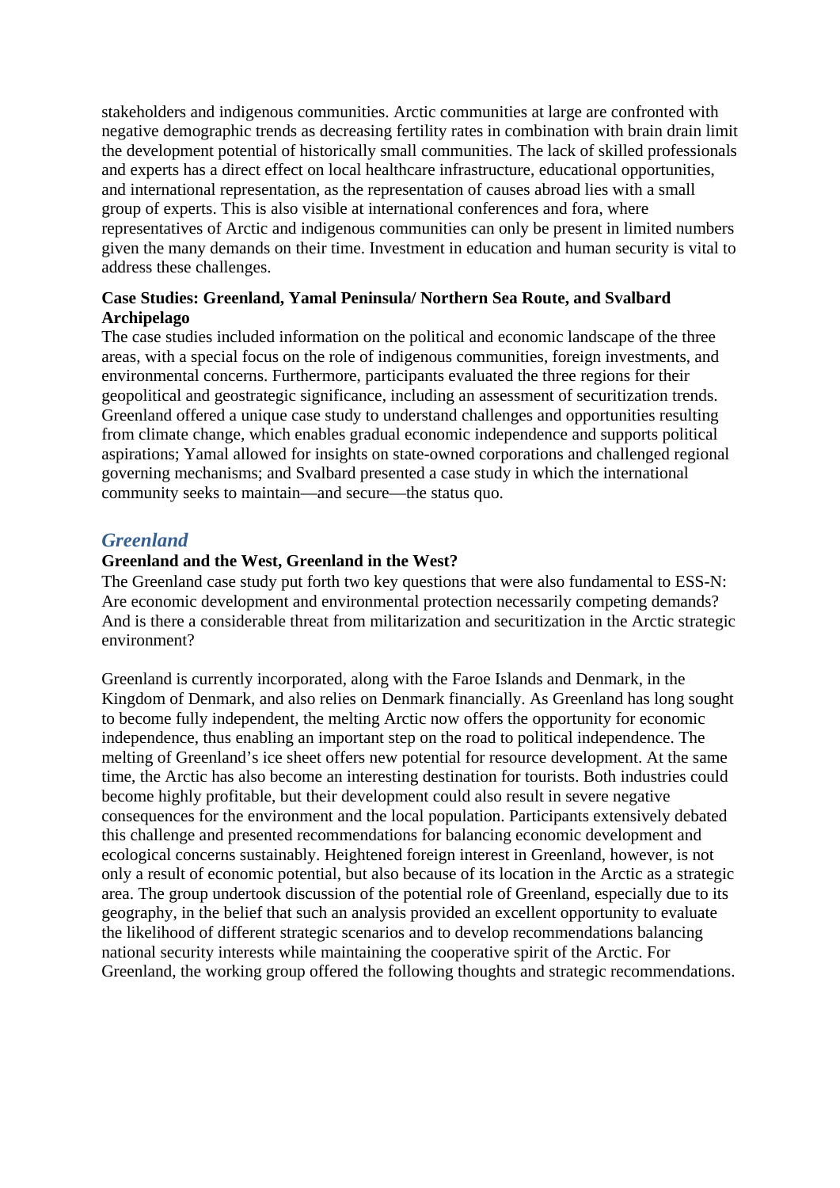stakeholders and indigenous communities. Arctic communities at large are confronted with negative demographic trends as decreasing fertility rates in combination with brain drain limit the development potential of historically small communities. The lack of skilled professionals and experts has a direct effect on local healthcare infrastructure, educational opportunities, and international representation, as the representation of causes abroad lies with a small group of experts. This is also visible at international conferences and fora, where representatives of Arctic and indigenous communities can only be present in limited numbers given the many demands on their time. Investment in education and human security is vital to address these challenges.

**Case Studies: Greenland, Yamal Peninsula/ Northern Sea Route, and Svalbard Archipelago**

The case studies included information on the political and economic landscape of the three areas, with a special focus on the role of indigenous communities, foreign investments, and environmental concerns. Furthermore, participants evaluated the three regions for their geopolitical and geostrategic significance, including an assessment of securitization trends. Greenland offered a unique case study to understand challenges and opportunities resulting from climate change, which enables gradual economic independence and supports political aspirations; Yamal allowed for insights on state-owned corporations and challenged regional governing mechanisms; and Svalbard presented a case study in which the international community seeks to maintain—and secure—the status quo.

## *Greenland*

**Greenland and the West, Greenland in the West?**

The Greenland case study put forth two key questions that were also fundamental to ESS-N: Are economic development and environmental protection necessarily competing demands? And is there a considerable threat from militarization and securitization in the Arctic strategic environment?

Greenland is currently incorporated, along with the Faroe Islands and Denmark, in the Kingdom of Denmark, and also relies on Denmark financially. As Greenland has long sought to become fully independent, the melting Arctic now offers the opportunity for economic independence, thus enabling an important step on the road to political independence. The melting of Greenland's ice sheet offers new potential for resource development. At the same time, the Arctic has also become an interesting destination for tourists. Both industries could become highly profitable, but their development could also result in severe negative consequences for the environment and the local population. Participants extensively debated this challenge and presented recommendations for balancing economic development and ecological concerns sustainably. Heightened foreign interest in Greenland, however, is not only a result of economic potential, but also because of its location in the Arctic as a strategic area. The group undertook discussion of the potential role of Greenland, especially due to its geography, in the belief that such an analysis provided an excellent opportunity to evaluate the likelihood of different strategic scenarios and to develop recommendations balancing national security interests while maintaining the cooperative spirit of the Arctic. For Greenland, the working group offered the following thoughts and strategic recommendations.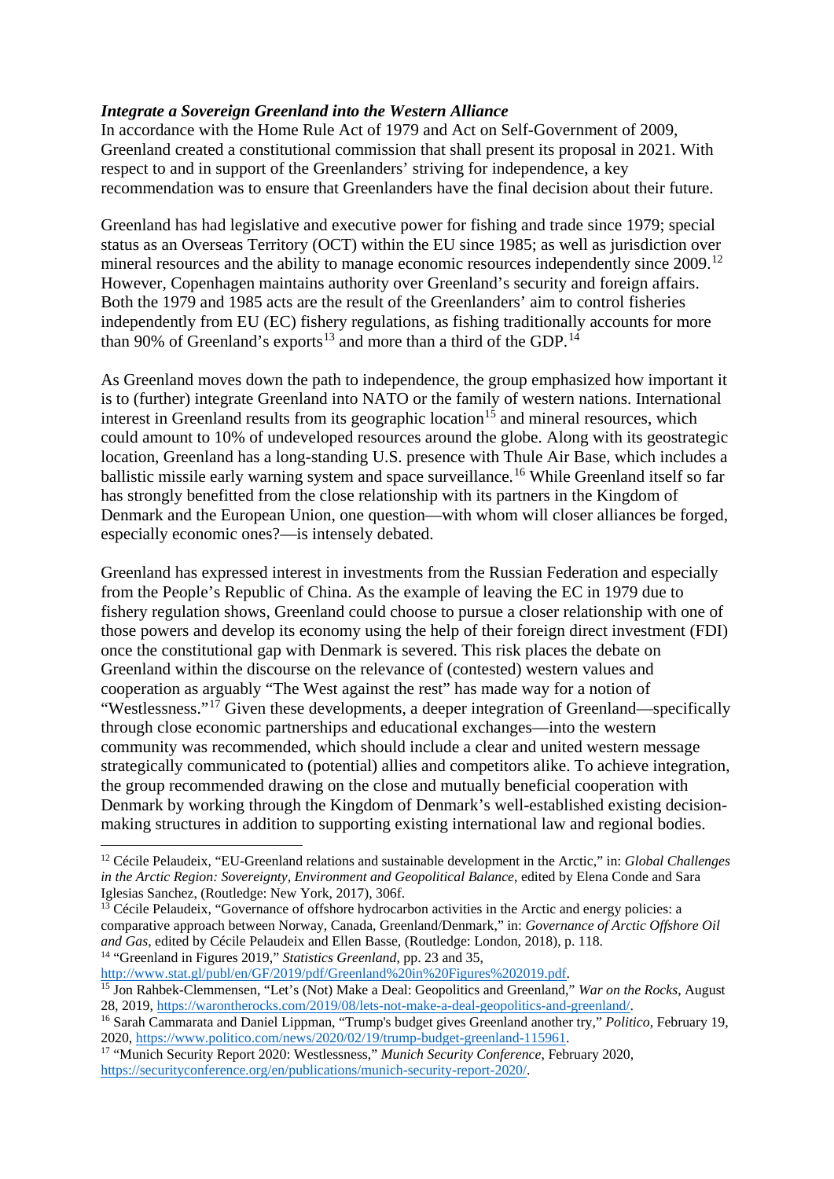***Integrate a Sovereign Greenland into the Western Alliance***

In accordance with the Home Rule Act of 1979 and Act on Self-Government of 2009, Greenland created a constitutional commission that shall present its proposal in 2021. With respect to and in support of the Greenlanders' striving for independence, a key recommendation was to ensure that Greenlanders have the final decision about their future.

Greenland has had legislative and executive power for fishing and trade since 1979; special status as an Overseas Territory (OCT) within the EU since 1985; as well as jurisdiction over mineral resources and the ability to manage economic resources independently since 2009.[12] However, Copenhagen maintains authority over Greenland's security and foreign affairs. Both the 1979 and 1985 acts are the result of the Greenlanders' aim to control fisheries independently from EU (EC) fishery regulations, as fishing traditionally accounts for more than 90% of Greenland's exports[13] and more than a third of the GDP.[14]

As Greenland moves down the path to independence, the group emphasized how important it is to (further) integrate Greenland into NATO or the family of western nations. International interest in Greenland results from its geographic location[15] and mineral resources, which could amount to 10% of undeveloped resources around the globe. Along with its geostrategic location, Greenland has a long-standing U.S. presence with Thule Air Base, which includes a ballistic missile early warning system and space surveillance.[16] While Greenland itself so far has strongly benefitted from the close relationship with its partners in the Kingdom of Denmark and the European Union, one question—with whom will closer alliances be forged, especially economic ones?—is intensely debated.

Greenland has expressed interest in investments from the Russian Federation and especially from the People's Republic of China. As the example of leaving the EC in 1979 due to fishery regulation shows, Greenland could choose to pursue a closer relationship with one of those powers and develop its economy using the help of their foreign direct investment (FDI) once the constitutional gap with Denmark is severed. This risk places the debate on Greenland within the discourse on the relevance of (contested) western values and cooperation as arguably "The West against the rest" has made way for a notion of "Westlessness."[17] Given these developments, a deeper integration of Greenland—specifically through close economic partnerships and educational exchanges—into the western community was recommended, which should include a clear and united western message strategically communicated to (potential) allies and competitors alike. To achieve integration, the group recommended drawing on the close and mutually beneficial cooperation with Denmark by working through the Kingdom of Denmark's well-established existing decision-making structures in addition to supporting existing international law and regional bodies.

---

[12] Cécile Pelaudeix, "EU-Greenland relations and sustainable development in the Arctic," in: *Global Challenges in the Arctic Region: Sovereignty, Environment and Geopolitical Balance*, edited by Elena Conde and Sara Iglesias Sanchez, (Routledge: New York, 2017), 306f.

[13] Cécile Pelaudeix, "Governance of offshore hydrocarbon activities in the Arctic and energy policies: a comparative approach between Norway, Canada, Greenland/Denmark," in: *Governance of Arctic Offshore Oil and Gas*, edited by Cécile Pelaudeix and Ellen Basse, (Routledge: London, 2018), p. 118.

[14] "Greenland in Figures 2019," *Statistics Greenland*, pp. 23 and 35, http://www.stat.gl/publ/en/GF/2019/pdf/Greenland%20in%20Figures%202019.pdf.

[15] Jon Rahbek-Clemmensen, "Let's (Not) Make a Deal: Geopolitics and Greenland," *War on the Rocks*, August 28, 2019, https://warontherocks.com/2019/08/lets-not-make-a-deal-geopolitics-and-greenland/.

[16] Sarah Cammarata and Daniel Lippman, "Trump's budget gives Greenland another try," *Politico*, February 19, 2020, https://www.politico.com/news/2020/02/19/trump-budget-greenland-115961.

[17] "Munich Security Report 2020: Westlessness," *Munich Security Conference*, February 2020, https://securityconference.org/en/publications/munich-security-report-2020/.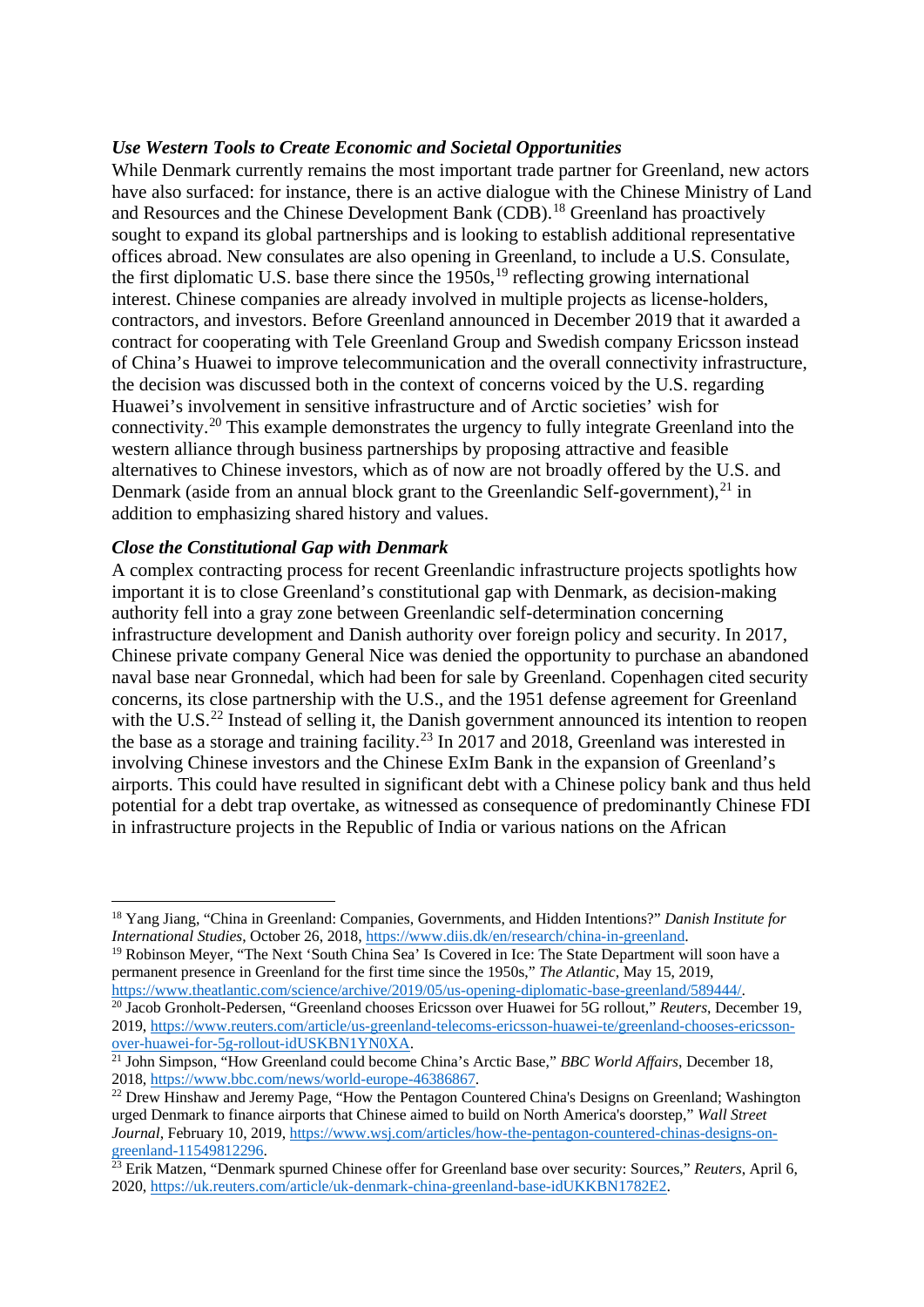***Use Western Tools to Create Economic and Societal Opportunities***

While Denmark currently remains the most important trade partner for Greenland, new actors have also surfaced: for instance, there is an active dialogue with the Chinese Ministry of Land and Resources and the Chinese Development Bank (CDB).[18] Greenland has proactively sought to expand its global partnerships and is looking to establish additional representative offices abroad. New consulates are also opening in Greenland, to include a U.S. Consulate, the first diplomatic U.S. base there since the 1950s,[19] reflecting growing international interest. Chinese companies are already involved in multiple projects as license-holders, contractors, and investors. Before Greenland announced in December 2019 that it awarded a contract for cooperating with Tele Greenland Group and Swedish company Ericsson instead of China's Huawei to improve telecommunication and the overall connectivity infrastructure, the decision was discussed both in the context of concerns voiced by the U.S. regarding Huawei's involvement in sensitive infrastructure and of Arctic societies' wish for connectivity.[20] This example demonstrates the urgency to fully integrate Greenland into the western alliance through business partnerships by proposing attractive and feasible alternatives to Chinese investors, which as of now are not broadly offered by the U.S. and Denmark (aside from an annual block grant to the Greenlandic Self-government),[21] in addition to emphasizing shared history and values.

***Close the Constitutional Gap with Denmark***

A complex contracting process for recent Greenlandic infrastructure projects spotlights how important it is to close Greenland's constitutional gap with Denmark, as decision-making authority fell into a gray zone between Greenlandic self-determination concerning infrastructure development and Danish authority over foreign policy and security. In 2017, Chinese private company General Nice was denied the opportunity to purchase an abandoned naval base near Gronnedal, which had been for sale by Greenland. Copenhagen cited security concerns, its close partnership with the U.S., and the 1951 defense agreement for Greenland with the U.S.[22] Instead of selling it, the Danish government announced its intention to reopen the base as a storage and training facility.[23] In 2017 and 2018, Greenland was interested in involving Chinese investors and the Chinese ExIm Bank in the expansion of Greenland's airports. This could have resulted in significant debt with a Chinese policy bank and thus held potential for a debt trap overtake, as witnessed as consequence of predominantly Chinese FDI in infrastructure projects in the Republic of India or various nations on the African

---

[18] Yang Jiang, "China in Greenland: Companies, Governments, and Hidden Intentions?" *Danish Institute for International Studies*, October 26, 2018, https://www.diis.dk/en/research/china-in-greenland.

[19] Robinson Meyer, "The Next 'South China Sea' Is Covered in Ice: The State Department will soon have a permanent presence in Greenland for the first time since the 1950s," *The Atlantic*, May 15, 2019, https://www.theatlantic.com/science/archive/2019/05/us-opening-diplomatic-base-greenland/589444/.

[20] Jacob Gronholt-Pedersen, "Greenland chooses Ericsson over Huawei for 5G rollout," *Reuters*, December 19, 2019, https://www.reuters.com/article/us-greenland-telecoms-ericsson-huawei-te/greenland-chooses-ericsson-over-huawei-for-5g-rollout-idUSKBN1YN0XA.

[21] John Simpson, "How Greenland could become China's Arctic Base," *BBC World Affairs*, December 18, 2018, https://www.bbc.com/news/world-europe-46386867.

[22] Drew Hinshaw and Jeremy Page, "How the Pentagon Countered China's Designs on Greenland; Washington urged Denmark to finance airports that Chinese aimed to build on North America's doorstep," *Wall Street Journal*, February 10, 2019, https://www.wsj.com/articles/how-the-pentagon-countered-chinas-designs-on-greenland-11549812296.

[23] Erik Matzen, "Denmark spurned Chinese offer for Greenland base over security: Sources," *Reuters*, April 6, 2020, https://uk.reuters.com/article/uk-denmark-china-greenland-base-idUKKBN1782E2.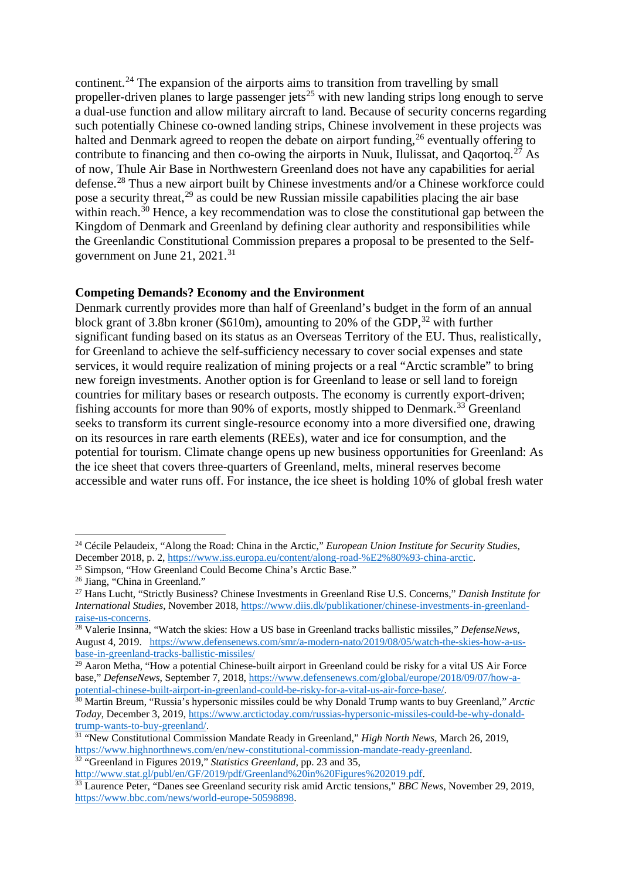continent.[24] The expansion of the airports aims to transition from travelling by small propeller-driven planes to large passenger jets[25] with new landing strips long enough to serve a dual-use function and allow military aircraft to land. Because of security concerns regarding such potentially Chinese co-owned landing strips, Chinese involvement in these projects was halted and Denmark agreed to reopen the debate on airport funding,[26] eventually offering to contribute to financing and then co-owing the airports in Nuuk, Ilulissat, and Qaqortoq.[27] As of now, Thule Air Base in Northwestern Greenland does not have any capabilities for aerial defense.[28] Thus a new airport built by Chinese investments and/or a Chinese workforce could pose a security threat,[29] as could be new Russian missile capabilities placing the air base within reach.[30] Hence, a key recommendation was to close the constitutional gap between the Kingdom of Denmark and Greenland by defining clear authority and responsibilities while the Greenlandic Constitutional Commission prepares a proposal to be presented to the Self-government on June 21, 2021.[31]

**Competing Demands? Economy and the Environment**

Denmark currently provides more than half of Greenland's budget in the form of an annual block grant of 3.8bn kroner ($610m), amounting to 20% of the GDP,[32] with further significant funding based on its status as an Overseas Territory of the EU. Thus, realistically, for Greenland to achieve the self-sufficiency necessary to cover social expenses and state services, it would require realization of mining projects or a real "Arctic scramble" to bring new foreign investments. Another option is for Greenland to lease or sell land to foreign countries for military bases or research outposts. The economy is currently export-driven; fishing accounts for more than 90% of exports, mostly shipped to Denmark.[33] Greenland seeks to transform its current single-resource economy into a more diversified one, drawing on its resources in rare earth elements (REEs), water and ice for consumption, and the potential for tourism. Climate change opens up new business opportunities for Greenland: As the ice sheet that covers three-quarters of Greenland, melts, mineral reserves become accessible and water runs off. For instance, the ice sheet is holding 10% of global fresh water

---

[24] Cécile Pelaudeix, "Along the Road: China in the Arctic," *European Union Institute for Security Studies*, December 2018, p. 2, https://www.iss.europa.eu/content/along-road-%E2%80%93-china-arctic.

[25] Simpson, "How Greenland Could Become China's Arctic Base."

[26] Jiang, "China in Greenland."

[27] Hans Lucht, "Strictly Business? Chinese Investments in Greenland Rise U.S. Concerns," *Danish Institute for International Studies*, November 2018, https://www.diis.dk/publikationer/chinese-investments-in-greenland-raise-us-concerns.

[28] Valerie Insinna, "Watch the skies: How a US base in Greenland tracks ballistic missiles," *DefenseNews*, August 4, 2019. https://www.defensenews.com/smr/a-modern-nato/2019/08/05/watch-the-skies-how-a-us-base-in-greenland-tracks-ballistic-missiles/

[29] Aaron Metha, "How a potential Chinese-built airport in Greenland could be risky for a vital US Air Force base," *DefenseNews*, September 7, 2018, https://www.defensenews.com/global/europe/2018/09/07/how-a-potential-chinese-built-airport-in-greenland-could-be-risky-for-a-vital-us-air-force-base/.

[30] Martin Breum, "Russia's hypersonic missiles could be why Donald Trump wants to buy Greenland," *Arctic Today*, December 3, 2019, https://www.arctictoday.com/russias-hypersonic-missiles-could-be-why-donald-trump-wants-to-buy-greenland/.

[31] "New Constitutional Commission Mandate Ready in Greenland," *High North News*, March 26, 2019, https://www.highnorthnews.com/en/new-constitutional-commission-mandate-ready-greenland.

[32] "Greenland in Figures 2019," *Statistics Greenland*, pp. 23 and 35, http://www.stat.gl/publ/en/GF/2019/pdf/Greenland%20in%20Figures%202019.pdf.

[33] Laurence Peter, "Danes see Greenland security risk amid Arctic tensions," *BBC News*, November 29, 2019, https://www.bbc.com/news/world-europe-50598898.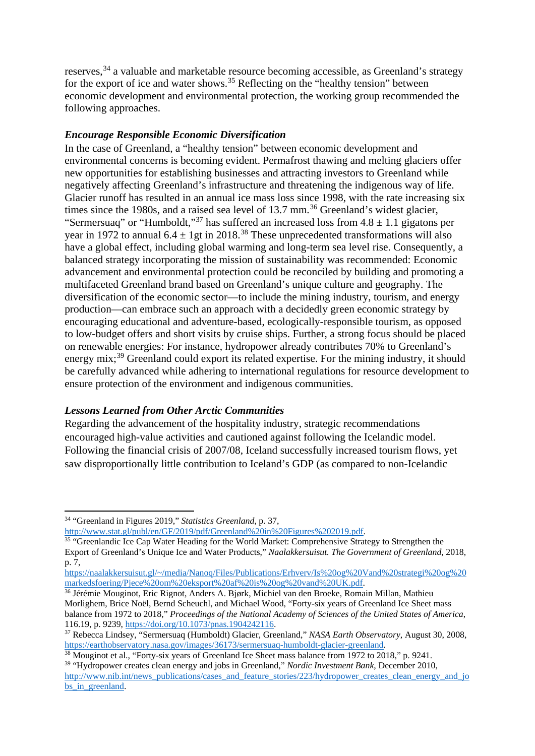reserves,[34] a valuable and marketable resource becoming accessible, as Greenland's strategy for the export of ice and water shows.[35] Reflecting on the "healthy tension" between economic development and environmental protection, the working group recommended the following approaches.

***Encourage Responsible Economic Diversification***

In the case of Greenland, a "healthy tension" between economic development and environmental concerns is becoming evident. Permafrost thawing and melting glaciers offer new opportunities for establishing businesses and attracting investors to Greenland while negatively affecting Greenland's infrastructure and threatening the indigenous way of life. Glacier runoff has resulted in an annual ice mass loss since 1998, with the rate increasing six times since the 1980s, and a raised sea level of 13.7 mm.[36] Greenland's widest glacier, "Sermersuaq" or "Humboldt,"[37] has suffered an increased loss from $4.8 \pm 1.1$ gigatons per year in 1972 to annual $6.4 \pm 1$gt in 2018.[38] These unprecedented transformations will also have a global effect, including global warming and long-term sea level rise. Consequently, a balanced strategy incorporating the mission of sustainability was recommended: Economic advancement and environmental protection could be reconciled by building and promoting a multifaceted Greenland brand based on Greenland's unique culture and geography. The diversification of the economic sector—to include the mining industry, tourism, and energy production—can embrace such an approach with a decidedly green economic strategy by encouraging educational and adventure-based, ecologically-responsible tourism, as opposed to low-budget offers and short visits by cruise ships. Further, a strong focus should be placed on renewable energies: For instance, hydropower already contributes 70% to Greenland's energy mix;[39] Greenland could export its related expertise. For the mining industry, it should be carefully advanced while adhering to international regulations for resource development to ensure protection of the environment and indigenous communities.

***Lessons Learned from Other Arctic Communities***

Regarding the advancement of the hospitality industry, strategic recommendations encouraged high-value activities and cautioned against following the Icelandic model. Following the financial crisis of 2007/08, Iceland successfully increased tourism flows, yet saw disproportionally little contribution to Iceland's GDP (as compared to non-Icelandic

---

[34] "Greenland in Figures 2019," *Statistics Greenland*, p. 37, http://www.stat.gl/publ/en/GF/2019/pdf/Greenland%20in%20Figures%202019.pdf.

[35] "Greenlandic Ice Cap Water Heading for the World Market: Comprehensive Strategy to Strengthen the Export of Greenland's Unique Ice and Water Products," *Naalakkersuisut. The Government of Greenland*, 2018, p. 7, https://naalakkersuisut.gl/~/media/Nanoq/Files/Publications/Erhverv/Is%20og%20Vand%20strategi%20og%20markedsfoering/Pjece%20om%20eksport%20af%20is%20og%20vand%20UK.pdf.

[36] Jérémie Mouginot, Eric Rignot, Anders A. Bjørk, Michiel van den Broeke, Romain Millan, Mathieu Morlighem, Brice Noël, Bernd Scheuchl, and Michael Wood, "Forty-six years of Greenland Ice Sheet mass balance from 1972 to 2018," *Proceedings of the National Academy of Sciences of the United States of America*, 116.19, p. 9239, https://doi.org/10.1073/pnas.1904242116.

[37] Rebecca Lindsey, "Sermersuaq (Humboldt) Glacier, Greenland," *NASA Earth Observatory*, August 30, 2008, https://earthobservatory.nasa.gov/images/36173/sermersuaq-humboldt-glacier-greenland.

[38] Mouginot et al., "Forty-six years of Greenland Ice Sheet mass balance from 1972 to 2018," p. 9241.

[39] "Hydropower creates clean energy and jobs in Greenland," *Nordic Investment Bank*, December 2010, http://www.nib.int/news_publications/cases_and_feature_stories/223/hydropower_creates_clean_energy_and_jobs_in_greenland.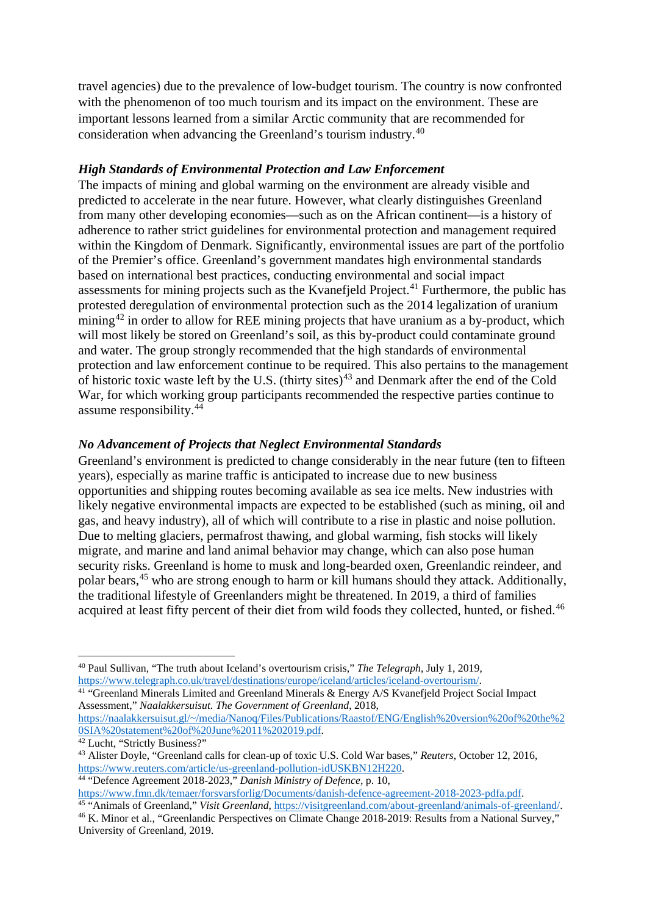travel agencies) due to the prevalence of low-budget tourism. The country is now confronted with the phenomenon of too much tourism and its impact on the environment. These are important lessons learned from a similar Arctic community that are recommended for consideration when advancing the Greenland's tourism industry.[40]

### *High Standards of Environmental Protection and Law Enforcement*

The impacts of mining and global warming on the environment are already visible and predicted to accelerate in the near future. However, what clearly distinguishes Greenland from many other developing economies—such as on the African continent—is a history of adherence to rather strict guidelines for environmental protection and management required within the Kingdom of Denmark. Significantly, environmental issues are part of the portfolio of the Premier's office. Greenland's government mandates high environmental standards based on international best practices, conducting environmental and social impact assessments for mining projects such as the Kvanefjeld Project.[41] Furthermore, the public has protested deregulation of environmental protection such as the 2014 legalization of uranium mining[42] in order to allow for REE mining projects that have uranium as a by-product, which will most likely be stored on Greenland's soil, as this by-product could contaminate ground and water. The group strongly recommended that the high standards of environmental protection and law enforcement continue to be required. This also pertains to the management of historic toxic waste left by the U.S. (thirty sites)[43] and Denmark after the end of the Cold War, for which working group participants recommended the respective parties continue to assume responsibility.[44]

### *No Advancement of Projects that Neglect Environmental Standards*

Greenland's environment is predicted to change considerably in the near future (ten to fifteen years), especially as marine traffic is anticipated to increase due to new business opportunities and shipping routes becoming available as sea ice melts. New industries with likely negative environmental impacts are expected to be established (such as mining, oil and gas, and heavy industry), all of which will contribute to a rise in plastic and noise pollution. Due to melting glaciers, permafrost thawing, and global warming, fish stocks will likely migrate, and marine and land animal behavior may change, which can also pose human security risks. Greenland is home to musk and long-bearded oxen, Greenlandic reindeer, and polar bears,[45] who are strong enough to harm or kill humans should they attack. Additionally, the traditional lifestyle of Greenlanders might be threatened. In 2019, a third of families acquired at least fifty percent of their diet from wild foods they collected, hunted, or fished.[46]

---

[40] Paul Sullivan, "The truth about Iceland's overtourism crisis," *The Telegraph*, July 1, 2019, https://www.telegraph.co.uk/travel/destinations/europe/iceland/articles/iceland-overtourism/.

[41] "Greenland Minerals Limited and Greenland Minerals & Energy A/S Kvanefjeld Project Social Impact Assessment," *Naalakkersuisut. The Government of Greenland*, 2018, https://naalakkersuisut.gl/~/media/Nanoq/Files/Publications/Raastof/ENG/English%20version%20of%20the%20SIA%20statement%20of%20June%2011%202019.pdf.

[42] Lucht, "Strictly Business?"

[43] Alister Doyle, "Greenland calls for clean-up of toxic U.S. Cold War bases," *Reuters*, October 12, 2016, https://www.reuters.com/article/us-greenland-pollution-idUSKBN12H220.

[44] "Defence Agreement 2018-2023," *Danish Ministry of Defence*, p. 10, https://www.fmn.dk/temaer/forsvarsforlig/Documents/danish-defence-agreement-2018-2023-pdfa.pdf.

[45] "Animals of Greenland," *Visit Greenland*, https://visitgreenland.com/about-greenland/animals-of-greenland/.

[46] K. Minor et al., "Greenlandic Perspectives on Climate Change 2018-2019: Results from a National Survey," University of Greenland, 2019.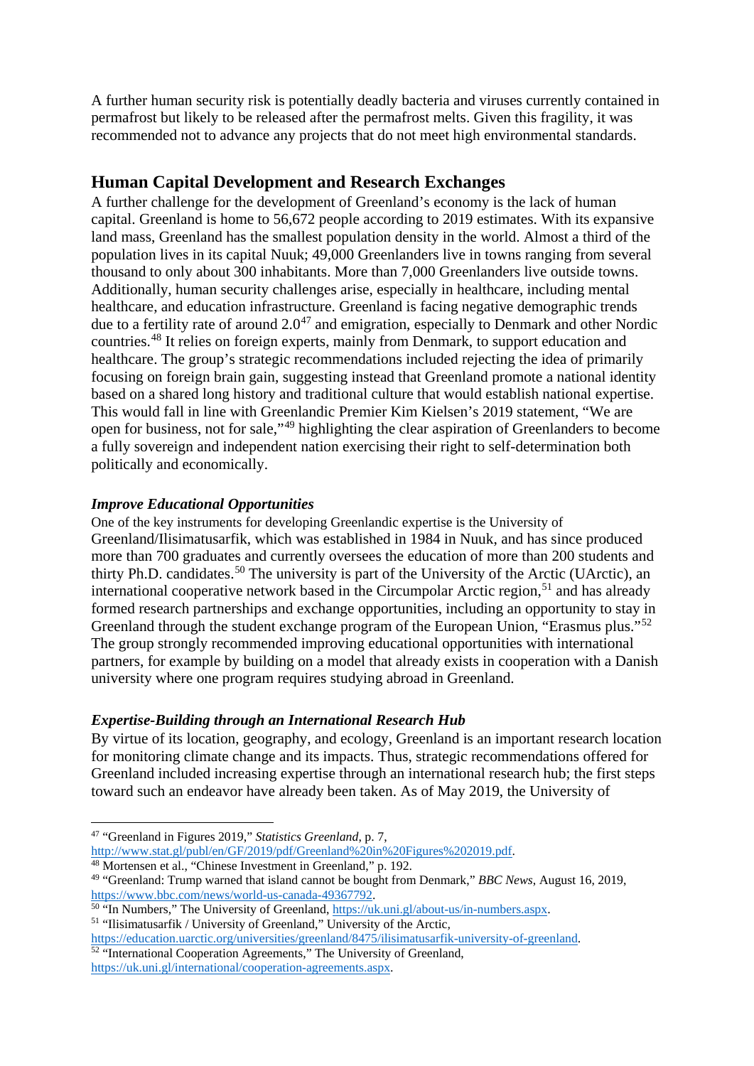A further human security risk is potentially deadly bacteria and viruses currently contained in permafrost but likely to be released after the permafrost melts. Given this fragility, it was recommended not to advance any projects that do not meet high environmental standards.

## Human Capital Development and Research Exchanges

A further challenge for the development of Greenland's economy is the lack of human capital. Greenland is home to 56,672 people according to 2019 estimates. With its expansive land mass, Greenland has the smallest population density in the world. Almost a third of the population lives in its capital Nuuk; 49,000 Greenlanders live in towns ranging from several thousand to only about 300 inhabitants. More than 7,000 Greenlanders live outside towns. Additionally, human security challenges arise, especially in healthcare, including mental healthcare, and education infrastructure. Greenland is facing negative demographic trends due to a fertility rate of around 2.0[47] and emigration, especially to Denmark and other Nordic countries.[48] It relies on foreign experts, mainly from Denmark, to support education and healthcare. The group's strategic recommendations included rejecting the idea of primarily focusing on foreign brain gain, suggesting instead that Greenland promote a national identity based on a shared long history and traditional culture that would establish national expertise. This would fall in line with Greenlandic Premier Kim Kielsen's 2019 statement, "We are open for business, not for sale,"[49] highlighting the clear aspiration of Greenlanders to become a fully sovereign and independent nation exercising their right to self-determination both politically and economically.

### *Improve Educational Opportunities*

One of the key instruments for developing Greenlandic expertise is the University of Greenland/Ilisimatusarfik, which was established in 1984 in Nuuk, and has since produced more than 700 graduates and currently oversees the education of more than 200 students and thirty Ph.D. candidates.[50] The university is part of the University of the Arctic (UArctic), an international cooperative network based in the Circumpolar Arctic region,[51] and has already formed research partnerships and exchange opportunities, including an opportunity to stay in Greenland through the student exchange program of the European Union, "Erasmus plus."[52] The group strongly recommended improving educational opportunities with international partners, for example by building on a model that already exists in cooperation with a Danish university where one program requires studying abroad in Greenland.

### *Expertise-Building through an International Research Hub*

By virtue of its location, geography, and ecology, Greenland is an important research location for monitoring climate change and its impacts. Thus, strategic recommendations offered for Greenland included increasing expertise through an international research hub; the first steps toward such an endeavor have already been taken. As of May 2019, the University of

---

[47] "Greenland in Figures 2019," *Statistics Greenland*, p. 7, http://www.stat.gl/publ/en/GF/2019/pdf/Greenland%20in%20Figures%202019.pdf.

[48] Mortensen et al., "Chinese Investment in Greenland," p. 192.

[49] "Greenland: Trump warned that island cannot be bought from Denmark," *BBC News*, August 16, 2019, https://www.bbc.com/news/world-us-canada-49367792.

[50] "In Numbers," The University of Greenland, https://uk.uni.gl/about-us/in-numbers.aspx.

[51] "Ilisimatusarfik / University of Greenland," University of the Arctic, https://education.uarctic.org/universities/greenland/8475/ilisimatusarfik-university-of-greenland.

[52] "International Cooperation Agreements," The University of Greenland, https://uk.uni.gl/international/cooperation-agreements.aspx.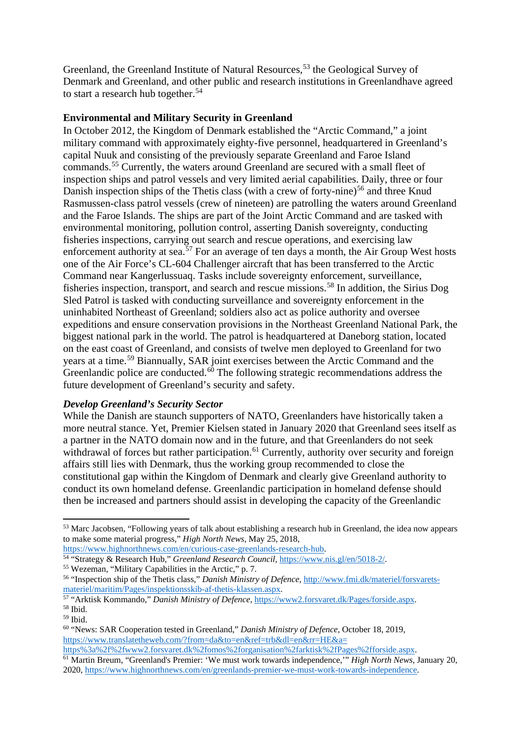Greenland, the Greenland Institute of Natural Resources,[53] the Geological Survey of Denmark and Greenland, and other public and research institutions in Greenlandhave agreed to start a research hub together.[54]

**Environmental and Military Security in Greenland**

In October 2012, the Kingdom of Denmark established the "Arctic Command," a joint military command with approximately eighty-five personnel, headquartered in Greenland's capital Nuuk and consisting of the previously separate Greenland and Faroe Island commands.[55] Currently, the waters around Greenland are secured with a small fleet of inspection ships and patrol vessels and very limited aerial capabilities. Daily, three or four Danish inspection ships of the Thetis class (with a crew of forty-nine)[56] and three Knud Rasmussen-class patrol vessels (crew of nineteen) are patrolling the waters around Greenland and the Faroe Islands. The ships are part of the Joint Arctic Command and are tasked with environmental monitoring, pollution control, asserting Danish sovereignty, conducting fisheries inspections, carrying out search and rescue operations, and exercising law enforcement authority at sea.[57] For an average of ten days a month, the Air Group West hosts one of the Air Force's CL-604 Challenger aircraft that has been transferred to the Arctic Command near Kangerlussuaq. Tasks include sovereignty enforcement, surveillance, fisheries inspection, transport, and search and rescue missions.[58] In addition, the Sirius Dog Sled Patrol is tasked with conducting surveillance and sovereignty enforcement in the uninhabited Northeast of Greenland; soldiers also act as police authority and oversee expeditions and ensure conservation provisions in the Northeast Greenland National Park, the biggest national park in the world. The patrol is headquartered at Daneborg station, located on the east coast of Greenland, and consists of twelve men deployed to Greenland for two years at a time.[59] Biannually, SAR joint exercises between the Arctic Command and the Greenlandic police are conducted.[60] The following strategic recommendations address the future development of Greenland's security and safety.

***Develop Greenland's Security Sector***

While the Danish are staunch supporters of NATO, Greenlanders have historically taken a more neutral stance. Yet, Premier Kielsen stated in January 2020 that Greenland sees itself as a partner in the NATO domain now and in the future, and that Greenlanders do not seek withdrawal of forces but rather participation.[61] Currently, authority over security and foreign affairs still lies with Denmark, thus the working group recommended to close the constitutional gap within the Kingdom of Denmark and clearly give Greenland authority to conduct its own homeland defense. Greenlandic participation in homeland defense should then be increased and partners should assist in developing the capacity of the Greenlandic

---

[53] Marc Jacobsen, "Following years of talk about establishing a research hub in Greenland, the idea now appears to make some material progress," *High North News*, May 25, 2018, https://www.highnorthnews.com/en/curious-case-greenlands-research-hub.

[54] "Strategy & Research Hub," *Greenland Research Council*, https://www.nis.gl/en/5018-2/.

[55] Wezeman, "Military Capabilities in the Arctic," p. 7.

[56] "Inspection ship of the Thetis class," *Danish Ministry of Defence*, http://www.fmi.dk/materiel/forsvarets-materiel/maritim/Pages/inspektionsskib-af-thetis-klassen.aspx.

[57] "Arktisk Kommando," *Danish Ministry of Defence*, https://www2.forsvaret.dk/Pages/forside.aspx.

[58] Ibid.

[59] Ibid.

[60] "News: SAR Cooperation tested in Greenland," *Danish Ministry of Defence*, October 18, 2019, https://www.translatetheweb.com/?from=da&to=en&ref=trb&dl=en&rr=HE&a=https%3a%2f%2fwww2.forsvaret.dk%2fomos%2forganisation%2farktisk%2fPages%2fforside.aspx.

[61] Martin Breum, "Greenland's Premier: 'We must work towards independence,'" *High North News*, January 20, 2020, https://www.highnorthnews.com/en/greenlands-premier-we-must-work-towards-independence.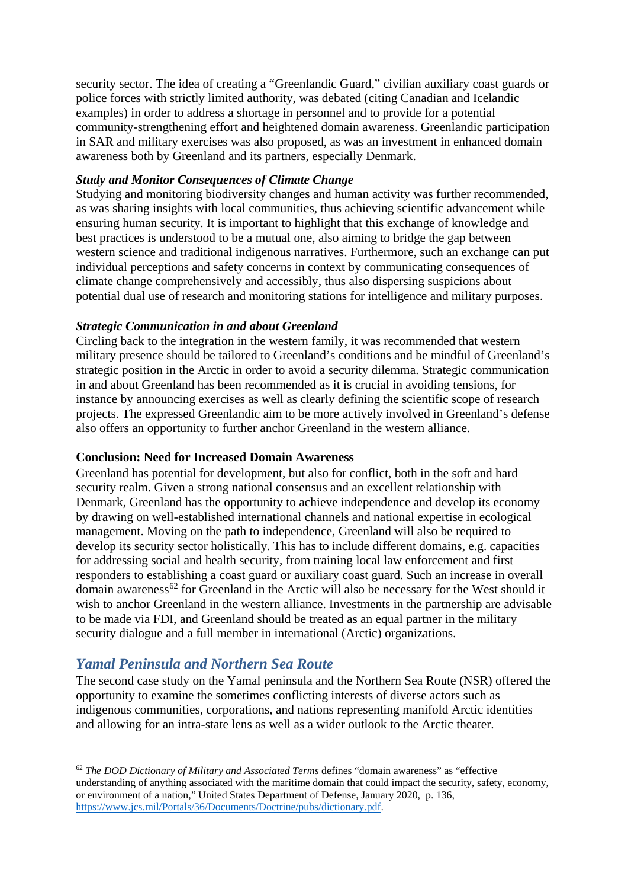security sector. The idea of creating a "Greenlandic Guard," civilian auxiliary coast guards or police forces with strictly limited authority, was debated (citing Canadian and Icelandic examples) in order to address a shortage in personnel and to provide for a potential community-strengthening effort and heightened domain awareness. Greenlandic participation in SAR and military exercises was also proposed, as was an investment in enhanced domain awareness both by Greenland and its partners, especially Denmark.

***Study and Monitor Consequences of Climate Change***

Studying and monitoring biodiversity changes and human activity was further recommended, as was sharing insights with local communities, thus achieving scientific advancement while ensuring human security. It is important to highlight that this exchange of knowledge and best practices is understood to be a mutual one, also aiming to bridge the gap between western science and traditional indigenous narratives. Furthermore, such an exchange can put individual perceptions and safety concerns in context by communicating consequences of climate change comprehensively and accessibly, thus also dispersing suspicions about potential dual use of research and monitoring stations for intelligence and military purposes.

***Strategic Communication in and about Greenland***

Circling back to the integration in the western family, it was recommended that western military presence should be tailored to Greenland's conditions and be mindful of Greenland's strategic position in the Arctic in order to avoid a security dilemma. Strategic communication in and about Greenland has been recommended as it is crucial in avoiding tensions, for instance by announcing exercises as well as clearly defining the scientific scope of research projects. The expressed Greenlandic aim to be more actively involved in Greenland's defense also offers an opportunity to further anchor Greenland in the western alliance.

**Conclusion: Need for Increased Domain Awareness**

Greenland has potential for development, but also for conflict, both in the soft and hard security realm. Given a strong national consensus and an excellent relationship with Denmark, Greenland has the opportunity to achieve independence and develop its economy by drawing on well-established international channels and national expertise in ecological management. Moving on the path to independence, Greenland will also be required to develop its security sector holistically. This has to include different domains, e.g. capacities for addressing social and health security, from training local law enforcement and first responders to establishing a coast guard or auxiliary coast guard. Such an increase in overall domain awareness[62] for Greenland in the Arctic will also be necessary for the West should it wish to anchor Greenland in the western alliance. Investments in the partnership are advisable to be made via FDI, and Greenland should be treated as an equal partner in the military security dialogue and a full member in international (Arctic) organizations.

## *Yamal Peninsula and Northern Sea Route*

The second case study on the Yamal peninsula and the Northern Sea Route (NSR) offered the opportunity to examine the sometimes conflicting interests of diverse actors such as indigenous communities, corporations, and nations representing manifold Arctic identities and allowing for an intra-state lens as well as a wider outlook to the Arctic theater.

---

[62] *The DOD Dictionary of Military and Associated Terms* defines "domain awareness" as "effective understanding of anything associated with the maritime domain that could impact the security, safety, economy, or environment of a nation," United States Department of Defense, January 2020, p. 136, https://www.jcs.mil/Portals/36/Documents/Doctrine/pubs/dictionary.pdf.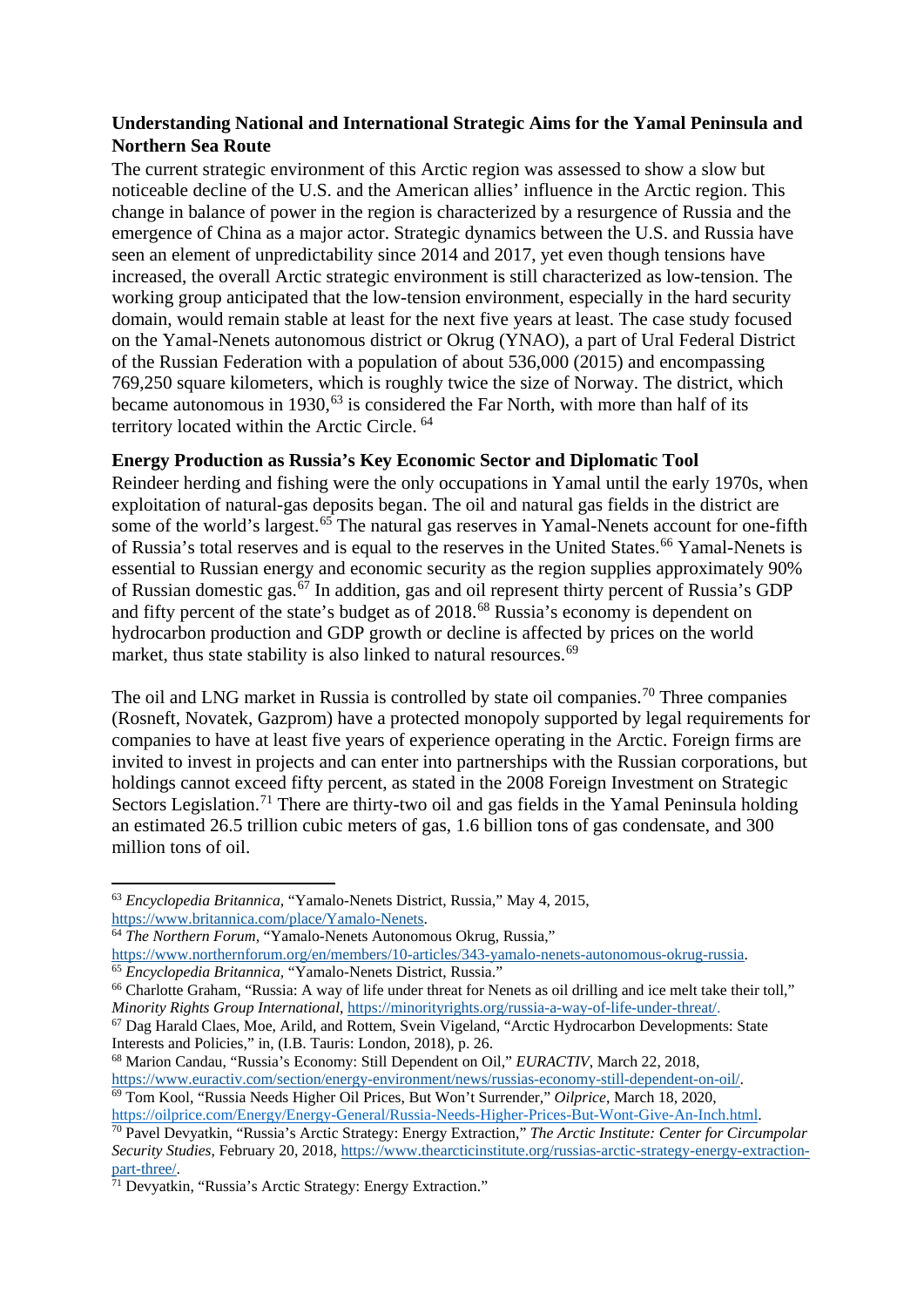**Understanding National and International Strategic Aims for the Yamal Peninsula and Northern Sea Route**

The current strategic environment of this Arctic region was assessed to show a slow but noticeable decline of the U.S. and the American allies' influence in the Arctic region. This change in balance of power in the region is characterized by a resurgence of Russia and the emergence of China as a major actor. Strategic dynamics between the U.S. and Russia have seen an element of unpredictability since 2014 and 2017, yet even though tensions have increased, the overall Arctic strategic environment is still characterized as low-tension. The working group anticipated that the low-tension environment, especially in the hard security domain, would remain stable at least for the next five years at least. The case study focused on the Yamal-Nenets autonomous district or Okrug (YNAO), a part of Ural Federal District of the Russian Federation with a population of about 536,000 (2015) and encompassing 769,250 square kilometers, which is roughly twice the size of Norway. The district, which became autonomous in 1930,[63] is considered the Far North, with more than half of its territory located within the Arctic Circle. [64]

**Energy Production as Russia's Key Economic Sector and Diplomatic Tool**

Reindeer herding and fishing were the only occupations in Yamal until the early 1970s, when exploitation of natural-gas deposits began. The oil and natural gas fields in the district are some of the world's largest.[65] The natural gas reserves in Yamal-Nenets account for one-fifth of Russia's total reserves and is equal to the reserves in the United States.[66] Yamal-Nenets is essential to Russian energy and economic security as the region supplies approximately 90% of Russian domestic gas.[67] In addition, gas and oil represent thirty percent of Russia's GDP and fifty percent of the state's budget as of 2018.[68] Russia's economy is dependent on hydrocarbon production and GDP growth or decline is affected by prices on the world market, thus state stability is also linked to natural resources.[69]

The oil and LNG market in Russia is controlled by state oil companies.[70] Three companies (Rosneft, Novatek, Gazprom) have a protected monopoly supported by legal requirements for companies to have at least five years of experience operating in the Arctic. Foreign firms are invited to invest in projects and can enter into partnerships with the Russian corporations, but holdings cannot exceed fifty percent, as stated in the 2008 Foreign Investment on Strategic Sectors Legislation.[71] There are thirty-two oil and gas fields in the Yamal Peninsula holding an estimated 26.5 trillion cubic meters of gas, 1.6 billion tons of gas condensate, and 300 million tons of oil.

---

[63] *Encyclopedia Britannica*, "Yamalo-Nenets District, Russia," May 4, 2015, https://www.britannica.com/place/Yamalo-Nenets.

[64] *The Northern Forum*, "Yamalo-Nenets Autonomous Okrug, Russia," https://www.northernforum.org/en/members/10-articles/343-yamalo-nenets-autonomous-okrug-russia.

[65] *Encyclopedia Britannica*, "Yamalo-Nenets District, Russia."

[66] Charlotte Graham, "Russia: A way of life under threat for Nenets as oil drilling and ice melt take their toll," *Minority Rights Group International*, https://minorityrights.org/russia-a-way-of-life-under-threat/.

[67] Dag Harald Claes, Moe, Arild, and Rottem, Svein Vigeland, "Arctic Hydrocarbon Developments: State Interests and Policies," in, (I.B. Tauris: London, 2018), p. 26.

[68] Marion Candau, "Russia's Economy: Still Dependent on Oil," *EURACTIV*, March 22, 2018, https://www.euractiv.com/section/energy-environment/news/russias-economy-still-dependent-on-oil/.

[69] Tom Kool, "Russia Needs Higher Oil Prices, But Won't Surrender," *Oilprice*, March 18, 2020, https://oilprice.com/Energy/Energy-General/Russia-Needs-Higher-Prices-But-Wont-Give-An-Inch.html.

[70] Pavel Devyatkin, "Russia's Arctic Strategy: Energy Extraction," *The Arctic Institute: Center for Circumpolar Security Studies*, February 20, 2018, https://www.thearcticinstitute.org/russias-arctic-strategy-energy-extraction-part-three/.

[71] Devyatkin, "Russia's Arctic Strategy: Energy Extraction."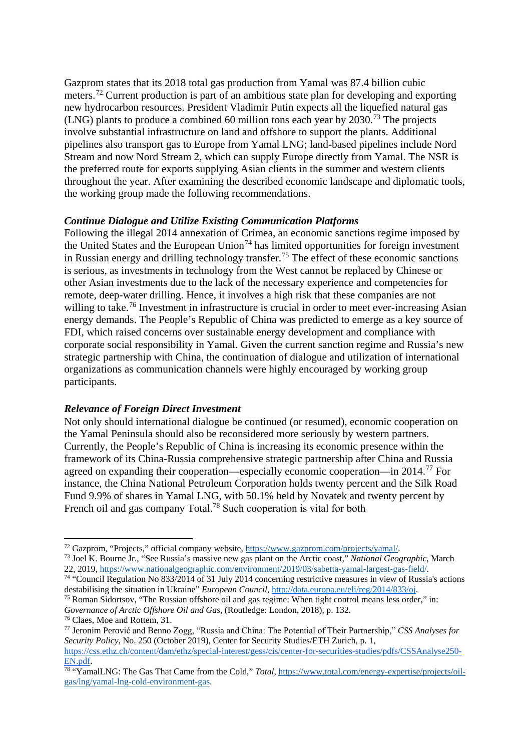Gazprom states that its 2018 total gas production from Yamal was 87.4 billion cubic meters.[72] Current production is part of an ambitious state plan for developing and exporting new hydrocarbon resources. President Vladimir Putin expects all the liquefied natural gas (LNG) plants to produce a combined 60 million tons each year by 2030.[73] The projects involve substantial infrastructure on land and offshore to support the plants. Additional pipelines also transport gas to Europe from Yamal LNG; land-based pipelines include Nord Stream and now Nord Stream 2, which can supply Europe directly from Yamal. The NSR is the preferred route for exports supplying Asian clients in the summer and western clients throughout the year. After examining the described economic landscape and diplomatic tools, the working group made the following recommendations.

***Continue Dialogue and Utilize Existing Communication Platforms***

Following the illegal 2014 annexation of Crimea, an economic sanctions regime imposed by the United States and the European Union[74] has limited opportunities for foreign investment in Russian energy and drilling technology transfer.[75] The effect of these economic sanctions is serious, as investments in technology from the West cannot be replaced by Chinese or other Asian investments due to the lack of the necessary experience and competencies for remote, deep-water drilling. Hence, it involves a high risk that these companies are not willing to take.[76] Investment in infrastructure is crucial in order to meet ever-increasing Asian energy demands. The People's Republic of China was predicted to emerge as a key source of FDI, which raised concerns over sustainable energy development and compliance with corporate social responsibility in Yamal. Given the current sanction regime and Russia's new strategic partnership with China, the continuation of dialogue and utilization of international organizations as communication channels were highly encouraged by working group participants.

***Relevance of Foreign Direct Investment***

Not only should international dialogue be continued (or resumed), economic cooperation on the Yamal Peninsula should also be reconsidered more seriously by western partners. Currently, the People's Republic of China is increasing its economic presence within the framework of its China-Russia comprehensive strategic partnership after China and Russia agreed on expanding their cooperation—especially economic cooperation—in 2014.[77] For instance, the China National Petroleum Corporation holds twenty percent and the Silk Road Fund 9.9% of shares in Yamal LNG, with 50.1% held by Novatek and twenty percent by French oil and gas company Total.[78] Such cooperation is vital for both

---

[72] Gazprom, "Projects," official company website, https://www.gazprom.com/projects/yamal/.

[73] Joel K. Bourne Jr., "See Russia's massive new gas plant on the Arctic coast," *National Geographic*, March 22, 2019, https://www.nationalgeographic.com/environment/2019/03/sabetta-yamal-largest-gas-field/.

[74] "Council Regulation No 833/2014 of 31 July 2014 concerning restrictive measures in view of Russia's actions destabilising the situation in Ukraine" *European Council*, http://data.europa.eu/eli/reg/2014/833/oj.

[75] Roman Sidortsov, "The Russian offshore oil and gas regime: When tight control means less order," in: *Governance of Arctic Offshore Oil and Gas*, (Routledge: London, 2018), p. 132.

[76] Claes, Moe and Rottem, 31.

[77] Jeronim Perović and Benno Zogg, "Russia and China: The Potential of Their Partnership," *CSS Analyses for Security Policy*, No. 250 (October 2019), Center for Security Studies/ETH Zurich, p. 1, https://css.ethz.ch/content/dam/ethz/special-interest/gess/cis/center-for-securities-studies/pdfs/CSSAnalyse250-EN.pdf.

[78] "YamalLNG: The Gas That Came from the Cold," *Total*, https://www.total.com/energy-expertise/projects/oil-gas/lng/yamal-lng-cold-environment-gas.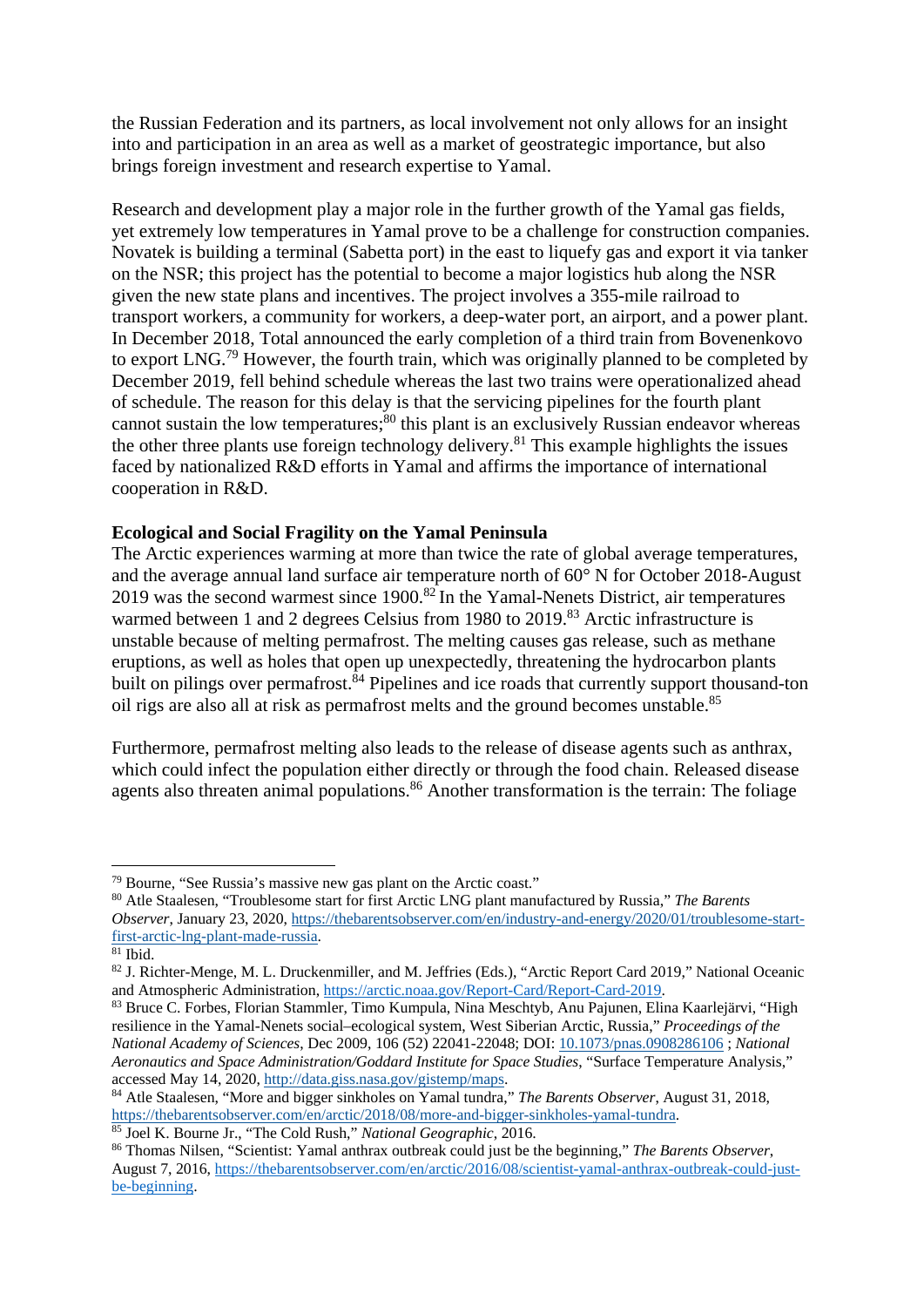the Russian Federation and its partners, as local involvement not only allows for an insight into and participation in an area as well as a market of geostrategic importance, but also brings foreign investment and research expertise to Yamal.

Research and development play a major role in the further growth of the Yamal gas fields, yet extremely low temperatures in Yamal prove to be a challenge for construction companies. Novatek is building a terminal (Sabetta port) in the east to liquefy gas and export it via tanker on the NSR; this project has the potential to become a major logistics hub along the NSR given the new state plans and incentives. The project involves a 355-mile railroad to transport workers, a community for workers, a deep-water port, an airport, and a power plant. In December 2018, Total announced the early completion of a third train from Bovenenkovo to export LNG.[79] However, the fourth train, which was originally planned to be completed by December 2019, fell behind schedule whereas the last two trains were operationalized ahead of schedule. The reason for this delay is that the servicing pipelines for the fourth plant cannot sustain the low temperatures;[80] this plant is an exclusively Russian endeavor whereas the other three plants use foreign technology delivery.[81] This example highlights the issues faced by nationalized R&D efforts in Yamal and affirms the importance of international cooperation in R&D.

**Ecological and Social Fragility on the Yamal Peninsula**

The Arctic experiences warming at more than twice the rate of global average temperatures, and the average annual land surface air temperature north of 60° N for October 2018-August 2019 was the second warmest since 1900.[82] In the Yamal-Nenets District, air temperatures warmed between 1 and 2 degrees Celsius from 1980 to 2019.[83] Arctic infrastructure is unstable because of melting permafrost. The melting causes gas release, such as methane eruptions, as well as holes that open up unexpectedly, threatening the hydrocarbon plants built on pilings over permafrost.[84] Pipelines and ice roads that currently support thousand-ton oil rigs are also all at risk as permafrost melts and the ground becomes unstable.[85]

Furthermore, permafrost melting also leads to the release of disease agents such as anthrax, which could infect the population either directly or through the food chain. Released disease agents also threaten animal populations.[86] Another transformation is the terrain: The foliage

---

[79] Bourne, "See Russia's massive new gas plant on the Arctic coast."

[80] Atle Staalesen, "Troublesome start for first Arctic LNG plant manufactured by Russia," *The Barents Observer*, January 23, 2020, https://thebarentsobserver.com/en/industry-and-energy/2020/01/troublesome-start-first-arctic-lng-plant-made-russia.

[81] Ibid.

[82] J. Richter-Menge, M. L. Druckenmiller, and M. Jeffries (Eds.), "Arctic Report Card 2019," National Oceanic and Atmospheric Administration, https://arctic.noaa.gov/Report-Card/Report-Card-2019.

[83] Bruce C. Forbes, Florian Stammler, Timo Kumpula, Nina Meschtyb, Anu Pajunen, Elina Kaarlejärvi, "High resilience in the Yamal-Nenets social–ecological system, West Siberian Arctic, Russia," *Proceedings of the National Academy of Sciences*, Dec 2009, 106 (52) 22041-22048; DOI: 10.1073/pnas.0908286106 ; *National Aeronautics and Space Administration/Goddard Institute for Space Studies*, "Surface Temperature Analysis," accessed May 14, 2020, http://data.giss.nasa.gov/gistemp/maps.

[84] Atle Staalesen, "More and bigger sinkholes on Yamal tundra," *The Barents Observer*, August 31, 2018, https://thebarentsobserver.com/en/arctic/2018/08/more-and-bigger-sinkholes-yamal-tundra.

[85] Joel K. Bourne Jr., "The Cold Rush," *National Geographic*, 2016.

[86] Thomas Nilsen, "Scientist: Yamal anthrax outbreak could just be the beginning," *The Barents Observer*, August 7, 2016, https://thebarentsobserver.com/en/arctic/2016/08/scientist-yamal-anthrax-outbreak-could-just-be-beginning.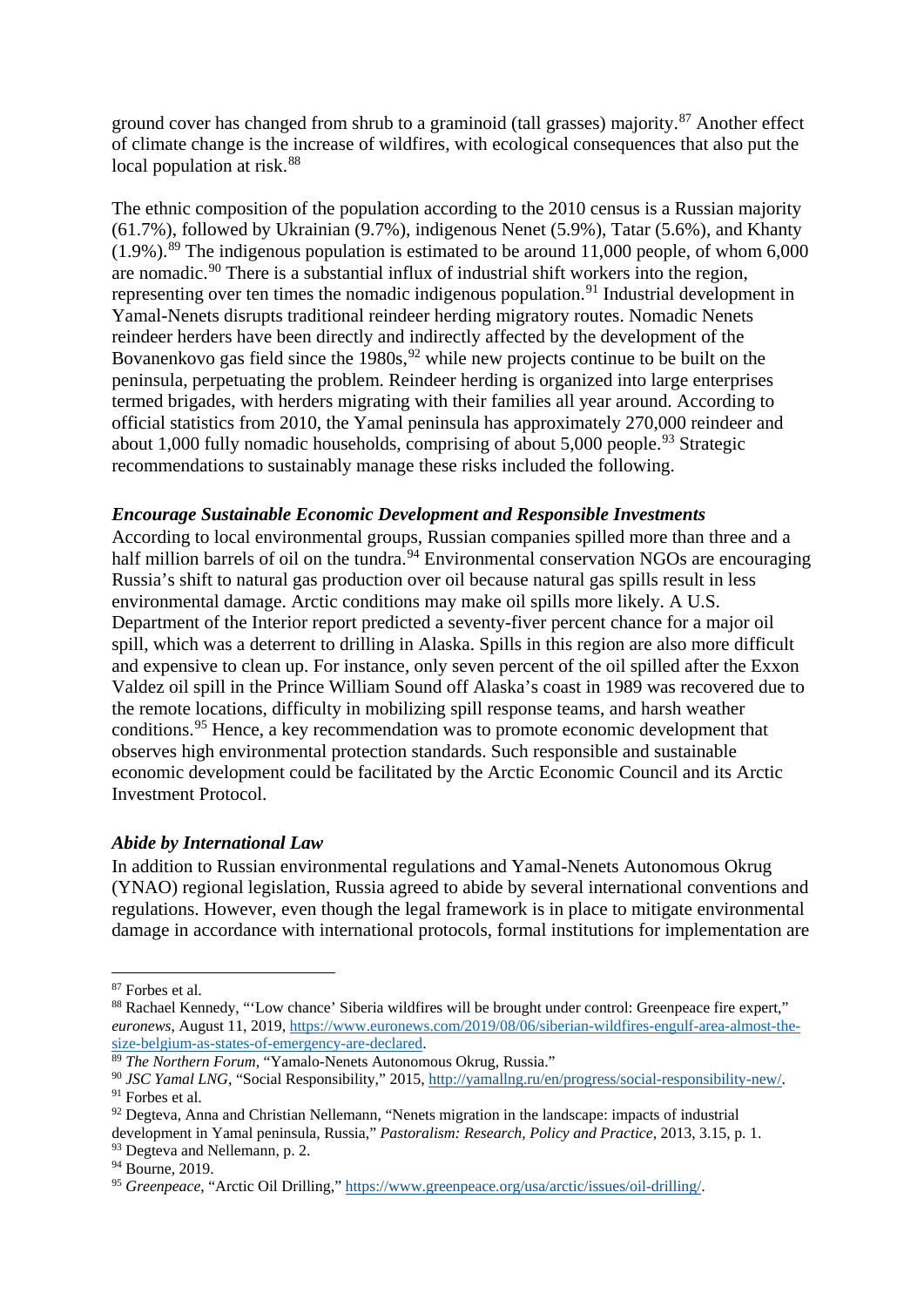ground cover has changed from shrub to a graminoid (tall grasses) majority.[87] Another effect of climate change is the increase of wildfires, with ecological consequences that also put the local population at risk.[88]

The ethnic composition of the population according to the 2010 census is a Russian majority (61.7%), followed by Ukrainian (9.7%), indigenous Nenet (5.9%), Tatar (5.6%), and Khanty (1.9%).[89] The indigenous population is estimated to be around 11,000 people, of whom 6,000 are nomadic.[90] There is a substantial influx of industrial shift workers into the region, representing over ten times the nomadic indigenous population.[91] Industrial development in Yamal-Nenets disrupts traditional reindeer herding migratory routes. Nomadic Nenets reindeer herders have been directly and indirectly affected by the development of the Bovanenkovo gas field since the 1980s,[92] while new projects continue to be built on the peninsula, perpetuating the problem. Reindeer herding is organized into large enterprises termed brigades, with herders migrating with their families all year around. According to official statistics from 2010, the Yamal peninsula has approximately 270,000 reindeer and about 1,000 fully nomadic households, comprising of about 5,000 people.[93] Strategic recommendations to sustainably manage these risks included the following.

***Encourage Sustainable Economic Development and Responsible Investments***

According to local environmental groups, Russian companies spilled more than three and a half million barrels of oil on the tundra.[94] Environmental conservation NGOs are encouraging Russia's shift to natural gas production over oil because natural gas spills result in less environmental damage. Arctic conditions may make oil spills more likely. A U.S. Department of the Interior report predicted a seventy-fiver percent chance for a major oil spill, which was a deterrent to drilling in Alaska. Spills in this region are also more difficult and expensive to clean up. For instance, only seven percent of the oil spilled after the Exxon Valdez oil spill in the Prince William Sound off Alaska's coast in 1989 was recovered due to the remote locations, difficulty in mobilizing spill response teams, and harsh weather conditions.[95] Hence, a key recommendation was to promote economic development that observes high environmental protection standards. Such responsible and sustainable economic development could be facilitated by the Arctic Economic Council and its Arctic Investment Protocol.

***Abide by International Law***

In addition to Russian environmental regulations and Yamal-Nenets Autonomous Okrug (YNAO) regional legislation, Russia agreed to abide by several international conventions and regulations. However, even though the legal framework is in place to mitigate environmental damage in accordance with international protocols, formal institutions for implementation are

---

[87] Forbes et al.

[88] Rachael Kennedy, "'Low chance' Siberia wildfires will be brought under control: Greenpeace fire expert," *euronews*, August 11, 2019, https://www.euronews.com/2019/08/06/siberian-wildfires-engulf-area-almost-the-size-belgium-as-states-of-emergency-are-declared.

[89] *The Northern Forum*, "Yamalo-Nenets Autonomous Okrug, Russia."

[90] *JSC Yamal LNG*, "Social Responsibility," 2015, http://yamallng.ru/en/progress/social-responsibility-new/.

[91] Forbes et al.

[92] Degteva, Anna and Christian Nellemann, "Nenets migration in the landscape: impacts of industrial development in Yamal peninsula, Russia," *Pastoralism: Research, Policy and Practice*, 2013, 3.15, p. 1.

[93] Degteva and Nellemann, p. 2.

[94] Bourne, 2019.

[95] *Greenpeace*, "Arctic Oil Drilling," https://www.greenpeace.org/usa/arctic/issues/oil-drilling/.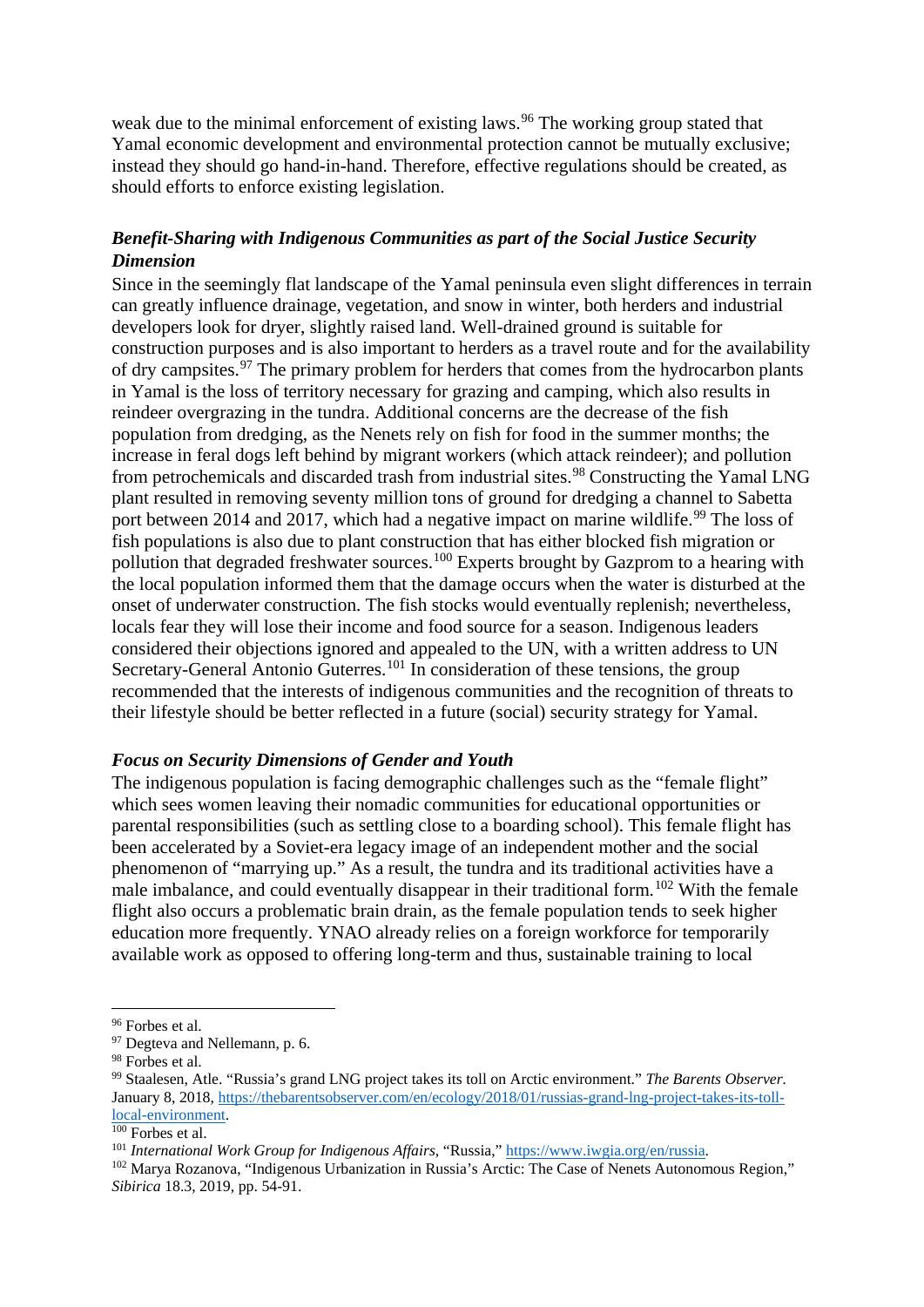weak due to the minimal enforcement of existing laws.[96] The working group stated that Yamal economic development and environmental protection cannot be mutually exclusive; instead they should go hand-in-hand. Therefore, effective regulations should be created, as should efforts to enforce existing legislation.

### *Benefit-Sharing with Indigenous Communities as part of the Social Justice Security Dimension*

Since in the seemingly flat landscape of the Yamal peninsula even slight differences in terrain can greatly influence drainage, vegetation, and snow in winter, both herders and industrial developers look for dryer, slightly raised land. Well-drained ground is suitable for construction purposes and is also important to herders as a travel route and for the availability of dry campsites.[97] The primary problem for herders that comes from the hydrocarbon plants in Yamal is the loss of territory necessary for grazing and camping, which also results in reindeer overgrazing in the tundra. Additional concerns are the decrease of the fish population from dredging, as the Nenets rely on fish for food in the summer months; the increase in feral dogs left behind by migrant workers (which attack reindeer); and pollution from petrochemicals and discarded trash from industrial sites.[98] Constructing the Yamal LNG plant resulted in removing seventy million tons of ground for dredging a channel to Sabetta port between 2014 and 2017, which had a negative impact on marine wildlife.[99] The loss of fish populations is also due to plant construction that has either blocked fish migration or pollution that degraded freshwater sources.[100] Experts brought by Gazprom to a hearing with the local population informed them that the damage occurs when the water is disturbed at the onset of underwater construction. The fish stocks would eventually replenish; nevertheless, locals fear they will lose their income and food source for a season. Indigenous leaders considered their objections ignored and appealed to the UN, with a written address to UN Secretary-General Antonio Guterres.[101] In consideration of these tensions, the group recommended that the interests of indigenous communities and the recognition of threats to their lifestyle should be better reflected in a future (social) security strategy for Yamal.

### *Focus on Security Dimensions of Gender and Youth*

The indigenous population is facing demographic challenges such as the "female flight" which sees women leaving their nomadic communities for educational opportunities or parental responsibilities (such as settling close to a boarding school). This female flight has been accelerated by a Soviet-era legacy image of an independent mother and the social phenomenon of "marrying up." As a result, the tundra and its traditional activities have a male imbalance, and could eventually disappear in their traditional form.[102] With the female flight also occurs a problematic brain drain, as the female population tends to seek higher education more frequently. YNAO already relies on a foreign workforce for temporarily available work as opposed to offering long-term and thus, sustainable training to local

---

[96] Forbes et al.

[97] Degteva and Nellemann, p. 6.

[98] Forbes et al.

[99] Staalesen, Atle. "Russia's grand LNG project takes its toll on Arctic environment." *The Barents Observer.* January 8, 2018, https://thebarentsobserver.com/en/ecology/2018/01/russias-grand-lng-project-takes-its-toll-local-environment.

[100] Forbes et al.

[101] *International Work Group for Indigenous Affairs*, "Russia," https://www.iwgia.org/en/russia.

[102] Marya Rozanova, "Indigenous Urbanization in Russia's Arctic: The Case of Nenets Autonomous Region," *Sibirica* 18.3, 2019, pp. 54-91.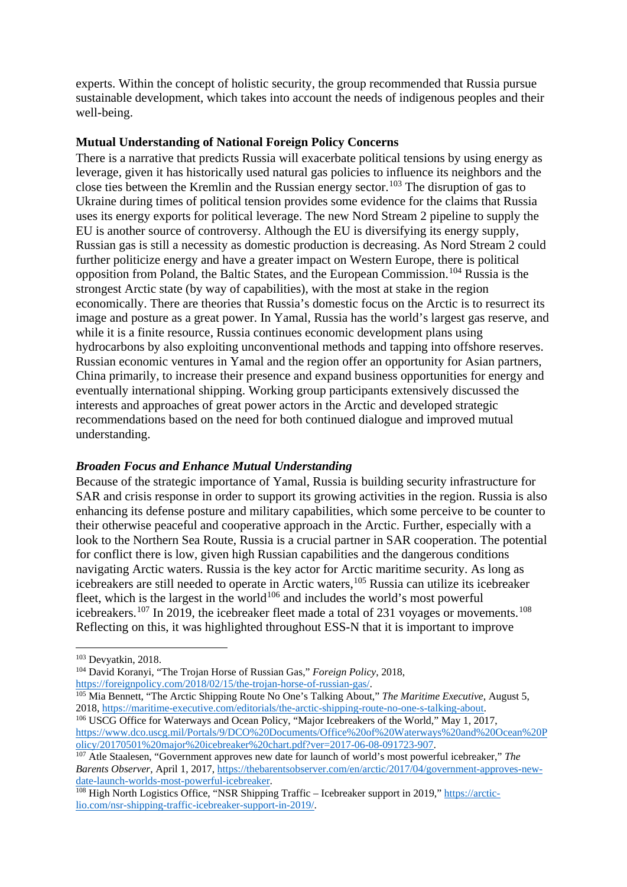experts. Within the concept of holistic security, the group recommended that Russia pursue sustainable development, which takes into account the needs of indigenous peoples and their well-being.

**Mutual Understanding of National Foreign Policy Concerns**

There is a narrative that predicts Russia will exacerbate political tensions by using energy as leverage, given it has historically used natural gas policies to influence its neighbors and the close ties between the Kremlin and the Russian energy sector.[103] The disruption of gas to Ukraine during times of political tension provides some evidence for the claims that Russia uses its energy exports for political leverage. The new Nord Stream 2 pipeline to supply the EU is another source of controversy. Although the EU is diversifying its energy supply, Russian gas is still a necessity as domestic production is decreasing. As Nord Stream 2 could further politicize energy and have a greater impact on Western Europe, there is political opposition from Poland, the Baltic States, and the European Commission.[104] Russia is the strongest Arctic state (by way of capabilities), with the most at stake in the region economically. There are theories that Russia's domestic focus on the Arctic is to resurrect its image and posture as a great power. In Yamal, Russia has the world's largest gas reserve, and while it is a finite resource, Russia continues economic development plans using hydrocarbons by also exploiting unconventional methods and tapping into offshore reserves. Russian economic ventures in Yamal and the region offer an opportunity for Asian partners, China primarily, to increase their presence and expand business opportunities for energy and eventually international shipping. Working group participants extensively discussed the interests and approaches of great power actors in the Arctic and developed strategic recommendations based on the need for both continued dialogue and improved mutual understanding.

***Broaden Focus and Enhance Mutual Understanding***

Because of the strategic importance of Yamal, Russia is building security infrastructure for SAR and crisis response in order to support its growing activities in the region. Russia is also enhancing its defense posture and military capabilities, which some perceive to be counter to their otherwise peaceful and cooperative approach in the Arctic. Further, especially with a look to the Northern Sea Route, Russia is a crucial partner in SAR cooperation. The potential for conflict there is low, given high Russian capabilities and the dangerous conditions navigating Arctic waters. Russia is the key actor for Arctic maritime security. As long as icebreakers are still needed to operate in Arctic waters,[105] Russia can utilize its icebreaker fleet, which is the largest in the world[106] and includes the world's most powerful icebreakers.[107] In 2019, the icebreaker fleet made a total of 231 voyages or movements.[108] Reflecting on this, it was highlighted throughout ESS-N that it is important to improve

---

[103] Devyatkin, 2018.

[104] David Koranyi, "The Trojan Horse of Russian Gas," *Foreign Policy*, 2018, https://foreignpolicy.com/2018/02/15/the-trojan-horse-of-russian-gas/.

[105] Mia Bennett, "The Arctic Shipping Route No One's Talking About," *The Maritime Executive*, August 5, 2018, https://maritime-executive.com/editorials/the-arctic-shipping-route-no-one-s-talking-about.

[106] USCG Office for Waterways and Ocean Policy, "Major Icebreakers of the World," May 1, 2017, https://www.dco.uscg.mil/Portals/9/DCO%20Documents/Office%20of%20Waterways%20and%20Ocean%20Policy/20170501%20major%20icebreaker%20chart.pdf?ver=2017-06-08-091723-907.

[107] Atle Staalesen, "Government approves new date for launch of world's most powerful icebreaker," *The Barents Observer*, April 1, 2017, https://thebarentsobserver.com/en/arctic/2017/04/government-approves-new-date-launch-worlds-most-powerful-icebreaker.

[108] High North Logistics Office, "NSR Shipping Traffic – Icebreaker support in 2019," https://arctic-lio.com/nsr-shipping-traffic-icebreaker-support-in-2019/.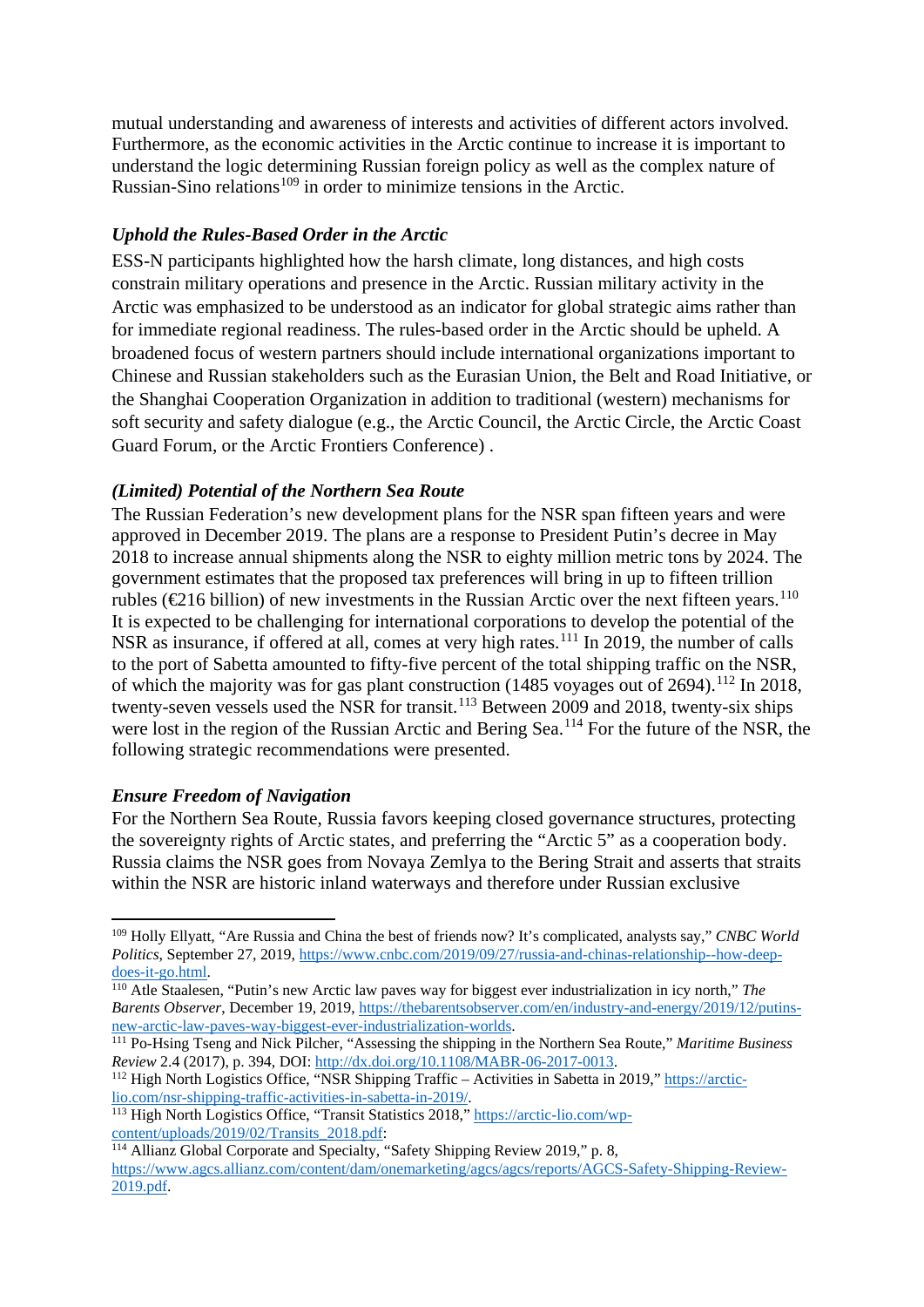mutual understanding and awareness of interests and activities of different actors involved. Furthermore, as the economic activities in the Arctic continue to increase it is important to understand the logic determining Russian foreign policy as well as the complex nature of Russian-Sino relations[109] in order to minimize tensions in the Arctic.

### *Uphold the Rules-Based Order in the Arctic*

ESS-N participants highlighted how the harsh climate, long distances, and high costs constrain military operations and presence in the Arctic. Russian military activity in the Arctic was emphasized to be understood as an indicator for global strategic aims rather than for immediate regional readiness. The rules-based order in the Arctic should be upheld. A broadened focus of western partners should include international organizations important to Chinese and Russian stakeholders such as the Eurasian Union, the Belt and Road Initiative, or the Shanghai Cooperation Organization in addition to traditional (western) mechanisms for soft security and safety dialogue (e.g., the Arctic Council, the Arctic Circle, the Arctic Coast Guard Forum, or the Arctic Frontiers Conference) .

### *(Limited) Potential of the Northern Sea Route*

The Russian Federation's new development plans for the NSR span fifteen years and were approved in December 2019. The plans are a response to President Putin's decree in May 2018 to increase annual shipments along the NSR to eighty million metric tons by 2024. The government estimates that the proposed tax preferences will bring in up to fifteen trillion rubles (€216 billion) of new investments in the Russian Arctic over the next fifteen years.[110] It is expected to be challenging for international corporations to develop the potential of the NSR as insurance, if offered at all, comes at very high rates.[111] In 2019, the number of calls to the port of Sabetta amounted to fifty-five percent of the total shipping traffic on the NSR, of which the majority was for gas plant construction (1485 voyages out of 2694).[112] In 2018, twenty-seven vessels used the NSR for transit.[113] Between 2009 and 2018, twenty-six ships were lost in the region of the Russian Arctic and Bering Sea.[114] For the future of the NSR, the following strategic recommendations were presented.

### *Ensure Freedom of Navigation*

For the Northern Sea Route, Russia favors keeping closed governance structures, protecting the sovereignty rights of Arctic states, and preferring the "Arctic 5" as a cooperation body. Russia claims the NSR goes from Novaya Zemlya to the Bering Strait and asserts that straits within the NSR are historic inland waterways and therefore under Russian exclusive

---

[109] Holly Ellyatt, "Are Russia and China the best of friends now? It's complicated, analysts say," *CNBC World Politics*, September 27, 2019, https://www.cnbc.com/2019/09/27/russia-and-chinas-relationship--how-deep-does-it-go.html.

[110] Atle Staalesen, "Putin's new Arctic law paves way for biggest ever industrialization in icy north," *The Barents Observer*, December 19, 2019, https://thebarentsobserver.com/en/industry-and-energy/2019/12/putins-new-arctic-law-paves-way-biggest-ever-industrialization-worlds.

[111] Po-Hsing Tseng and Nick Pilcher, "Assessing the shipping in the Northern Sea Route," *Maritime Business Review* 2.4 (2017), p. 394, DOI: http://dx.doi.org/10.1108/MABR-06-2017-0013.

[112] High North Logistics Office, "NSR Shipping Traffic – Activities in Sabetta in 2019," https://arctic-lio.com/nsr-shipping-traffic-activities-in-sabetta-in-2019/.

[113] High North Logistics Office, "Transit Statistics 2018," https://arctic-lio.com/wp-content/uploads/2019/02/Transits_2018.pdf:

[114] Allianz Global Corporate and Specialty, "Safety Shipping Review 2019," p. 8, https://www.agcs.allianz.com/content/dam/onemarketing/agcs/agcs/reports/AGCS-Safety-Shipping-Review-2019.pdf.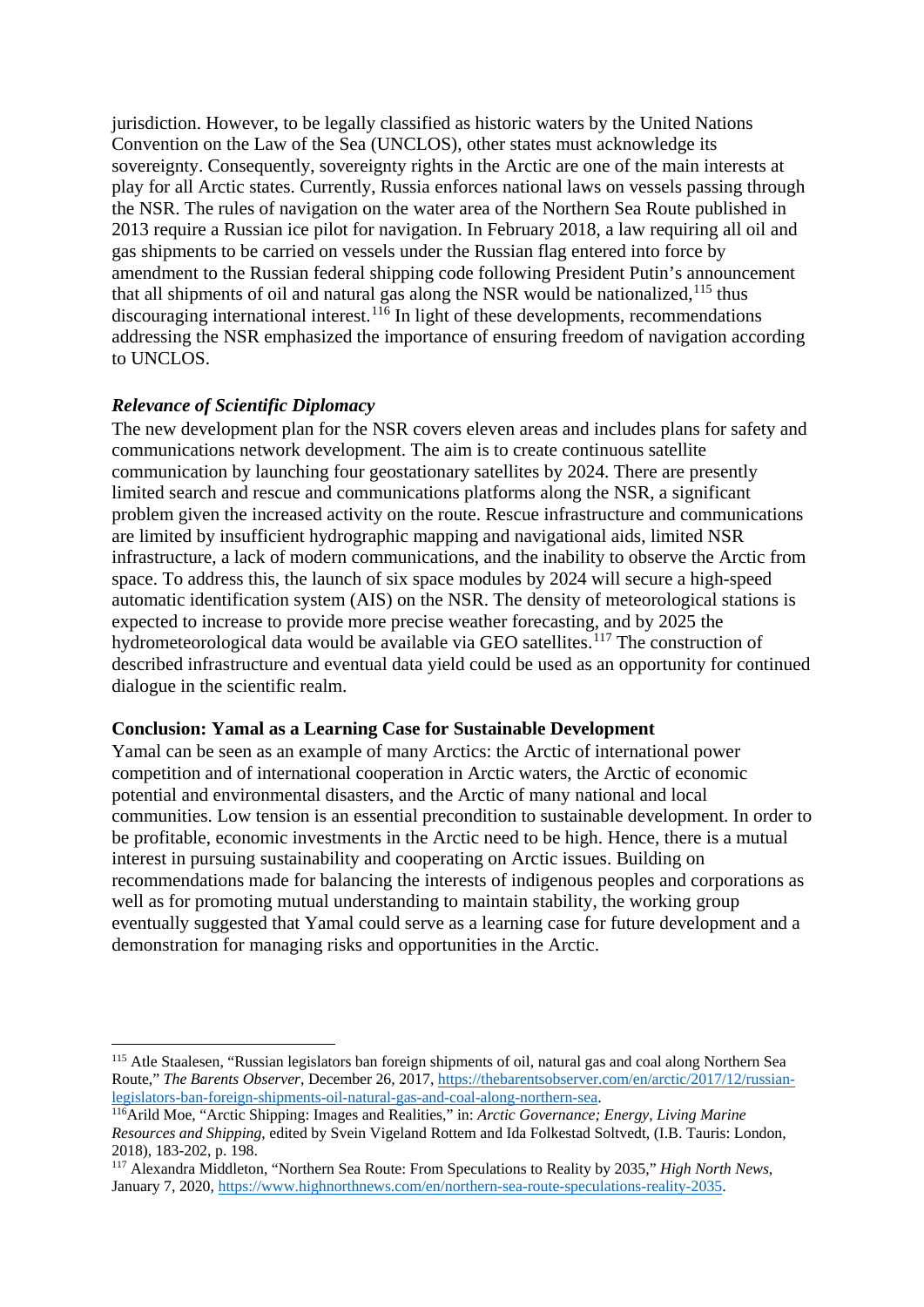jurisdiction. However, to be legally classified as historic waters by the United Nations Convention on the Law of the Sea (UNCLOS), other states must acknowledge its sovereignty. Consequently, sovereignty rights in the Arctic are one of the main interests at play for all Arctic states. Currently, Russia enforces national laws on vessels passing through the NSR. The rules of navigation on the water area of the Northern Sea Route published in 2013 require a Russian ice pilot for navigation. In February 2018, a law requiring all oil and gas shipments to be carried on vessels under the Russian flag entered into force by amendment to the Russian federal shipping code following President Putin's announcement that all shipments of oil and natural gas along the NSR would be nationalized,[115] thus discouraging international interest.[116] In light of these developments, recommendations addressing the NSR emphasized the importance of ensuring freedom of navigation according to UNCLOS.

### *Relevance of Scientific Diplomacy*

The new development plan for the NSR covers eleven areas and includes plans for safety and communications network development. The aim is to create continuous satellite communication by launching four geostationary satellites by 2024. There are presently limited search and rescue and communications platforms along the NSR, a significant problem given the increased activity on the route. Rescue infrastructure and communications are limited by insufficient hydrographic mapping and navigational aids, limited NSR infrastructure, a lack of modern communications, and the inability to observe the Arctic from space. To address this, the launch of six space modules by 2024 will secure a high-speed automatic identification system (AIS) on the NSR. The density of meteorological stations is expected to increase to provide more precise weather forecasting, and by 2025 the hydrometeorological data would be available via GEO satellites.[117] The construction of described infrastructure and eventual data yield could be used as an opportunity for continued dialogue in the scientific realm.

## Conclusion: Yamal as a Learning Case for Sustainable Development

Yamal can be seen as an example of many Arctics: the Arctic of international power competition and of international cooperation in Arctic waters, the Arctic of economic potential and environmental disasters, and the Arctic of many national and local communities. Low tension is an essential precondition to sustainable development. In order to be profitable, economic investments in the Arctic need to be high. Hence, there is a mutual interest in pursuing sustainability and cooperating on Arctic issues. Building on recommendations made for balancing the interests of indigenous peoples and corporations as well as for promoting mutual understanding to maintain stability, the working group eventually suggested that Yamal could serve as a learning case for future development and a demonstration for managing risks and opportunities in the Arctic.

---

[115] Atle Staalesen, "Russian legislators ban foreign shipments of oil, natural gas and coal along Northern Sea Route," *The Barents Observer*, December 26, 2017, https://thebarentsobserver.com/en/arctic/2017/12/russian-legislators-ban-foreign-shipments-oil-natural-gas-and-coal-along-northern-sea.

[116] Arild Moe, "Arctic Shipping: Images and Realities," in: *Arctic Governance; Energy, Living Marine Resources and Shipping*, edited by Svein Vigeland Rottem and Ida Folkestad Soltvedt, (I.B. Tauris: London, 2018), 183-202, p. 198.

[117] Alexandra Middleton, "Northern Sea Route: From Speculations to Reality by 2035," *High North News*, January 7, 2020, https://www.highnorthnews.com/en/northern-sea-route-speculations-reality-2035.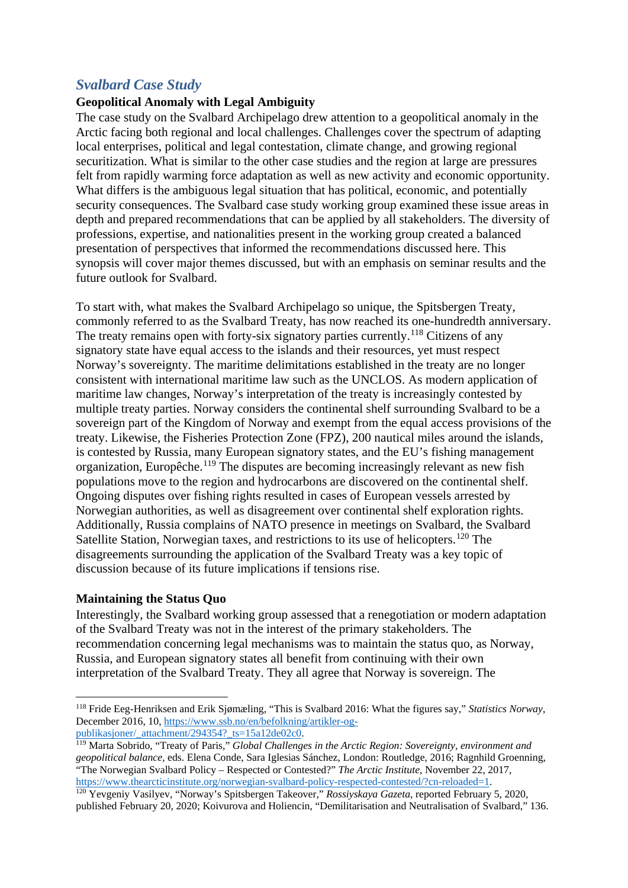## *Svalbard Case Study*

### Geopolitical Anomaly with Legal Ambiguity

The case study on the Svalbard Archipelago drew attention to a geopolitical anomaly in the Arctic facing both regional and local challenges. Challenges cover the spectrum of adapting local enterprises, political and legal contestation, climate change, and growing regional securitization. What is similar to the other case studies and the region at large are pressures felt from rapidly warming force adaptation as well as new activity and economic opportunity. What differs is the ambiguous legal situation that has political, economic, and potentially security consequences. The Svalbard case study working group examined these issue areas in depth and prepared recommendations that can be applied by all stakeholders. The diversity of professions, expertise, and nationalities present in the working group created a balanced presentation of perspectives that informed the recommendations discussed here. This synopsis will cover major themes discussed, but with an emphasis on seminar results and the future outlook for Svalbard.

To start with, what makes the Svalbard Archipelago so unique, the Spitsbergen Treaty, commonly referred to as the Svalbard Treaty, has now reached its one-hundredth anniversary. The treaty remains open with forty-six signatory parties currently.[118] Citizens of any signatory state have equal access to the islands and their resources, yet must respect Norway's sovereignty. The maritime delimitations established in the treaty are no longer consistent with international maritime law such as the UNCLOS. As modern application of maritime law changes, Norway's interpretation of the treaty is increasingly contested by multiple treaty parties. Norway considers the continental shelf surrounding Svalbard to be a sovereign part of the Kingdom of Norway and exempt from the equal access provisions of the treaty. Likewise, the Fisheries Protection Zone (FPZ), 200 nautical miles around the islands, is contested by Russia, many European signatory states, and the EU's fishing management organization, Europêche.[119] The disputes are becoming increasingly relevant as new fish populations move to the region and hydrocarbons are discovered on the continental shelf. Ongoing disputes over fishing rights resulted in cases of European vessels arrested by Norwegian authorities, as well as disagreement over continental shelf exploration rights. Additionally, Russia complains of NATO presence in meetings on Svalbard, the Svalbard Satellite Station, Norwegian taxes, and restrictions to its use of helicopters.[120] The disagreements surrounding the application of the Svalbard Treaty was a key topic of discussion because of its future implications if tensions rise.

### Maintaining the Status Quo

Interestingly, the Svalbard working group assessed that a renegotiation or modern adaptation of the Svalbard Treaty was not in the interest of the primary stakeholders. The recommendation concerning legal mechanisms was to maintain the status quo, as Norway, Russia, and European signatory states all benefit from continuing with their own interpretation of the Svalbard Treaty. They all agree that Norway is sovereign. The

---

[118] Fride Eeg-Henriksen and Erik Sjømæling, "This is Svalbard 2016: What the figures say," *Statistics Norway*, December 2016, 10, https://www.ssb.no/en/befolkning/artikler-og-publikasjoner/_attachment/294354?_ts=15a12de02c0.

[119] Marta Sobrido, "Treaty of Paris," *Global Challenges in the Arctic Region: Sovereignty, environment and geopolitical balance*, eds. Elena Conde, Sara Iglesias Sánchez, London: Routledge, 2016; Ragnhild Groenning, "The Norwegian Svalbard Policy – Respected or Contested?" *The Arctic Institute*, November 22, 2017, https://www.thearcticinstitute.org/norwegian-svalbard-policy-respected-contested/?cn-reloaded=1.

[120] Yevgeniy Vasilyev, "Norway's Spitsbergen Takeover," *Rossiyskaya Gazeta*, reported February 5, 2020, published February 20, 2020; Koivurova and Holiencin, "Demilitarisation and Neutralisation of Svalbard," 136.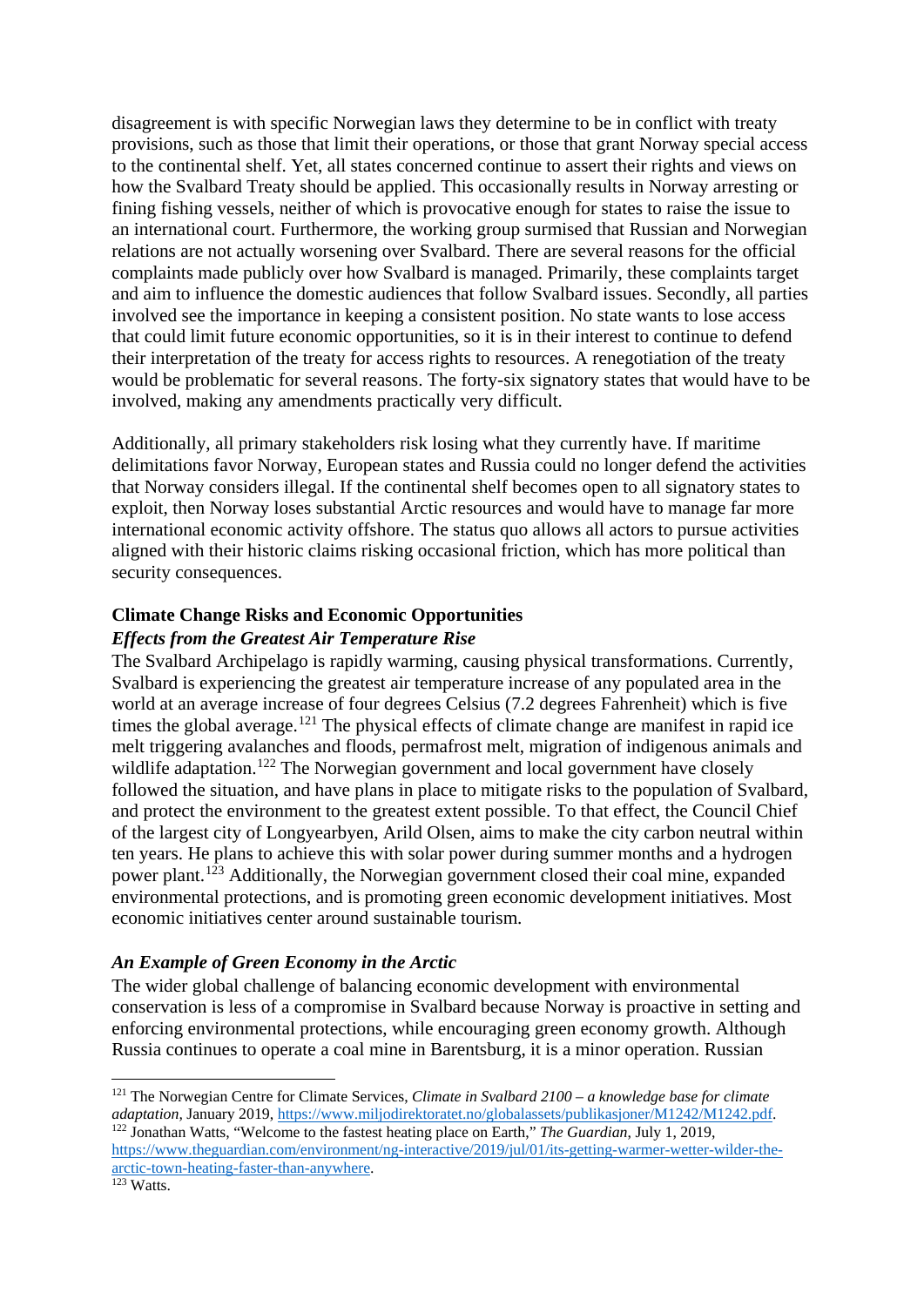disagreement is with specific Norwegian laws they determine to be in conflict with treaty provisions, such as those that limit their operations, or those that grant Norway special access to the continental shelf. Yet, all states concerned continue to assert their rights and views on how the Svalbard Treaty should be applied. This occasionally results in Norway arresting or fining fishing vessels, neither of which is provocative enough for states to raise the issue to an international court. Furthermore, the working group surmised that Russian and Norwegian relations are not actually worsening over Svalbard. There are several reasons for the official complaints made publicly over how Svalbard is managed. Primarily, these complaints target and aim to influence the domestic audiences that follow Svalbard issues. Secondly, all parties involved see the importance in keeping a consistent position. No state wants to lose access that could limit future economic opportunities, so it is in their interest to continue to defend their interpretation of the treaty for access rights to resources. A renegotiation of the treaty would be problematic for several reasons. The forty-six signatory states that would have to be involved, making any amendments practically very difficult.

Additionally, all primary stakeholders risk losing what they currently have. If maritime delimitations favor Norway, European states and Russia could no longer defend the activities that Norway considers illegal. If the continental shelf becomes open to all signatory states to exploit, then Norway loses substantial Arctic resources and would have to manage far more international economic activity offshore. The status quo allows all actors to pursue activities aligned with their historic claims risking occasional friction, which has more political than security consequences.

## Climate Change Risks and Economic Opportunities

### *Effects from the Greatest Air Temperature Rise*

The Svalbard Archipelago is rapidly warming, causing physical transformations. Currently, Svalbard is experiencing the greatest air temperature increase of any populated area in the world at an average increase of four degrees Celsius (7.2 degrees Fahrenheit) which is five times the global average.[121] The physical effects of climate change are manifest in rapid ice melt triggering avalanches and floods, permafrost melt, migration of indigenous animals and wildlife adaptation.[122] The Norwegian government and local government have closely followed the situation, and have plans in place to mitigate risks to the population of Svalbard, and protect the environment to the greatest extent possible. To that effect, the Council Chief of the largest city of Longyearbyen, Arild Olsen, aims to make the city carbon neutral within ten years. He plans to achieve this with solar power during summer months and a hydrogen power plant.[123] Additionally, the Norwegian government closed their coal mine, expanded environmental protections, and is promoting green economic development initiatives. Most economic initiatives center around sustainable tourism.

### *An Example of Green Economy in the Arctic*

The wider global challenge of balancing economic development with environmental conservation is less of a compromise in Svalbard because Norway is proactive in setting and enforcing environmental protections, while encouraging green economy growth. Although Russia continues to operate a coal mine in Barentsburg, it is a minor operation. Russian

---

[121] The Norwegian Centre for Climate Services, *Climate in Svalbard 2100 – a knowledge base for climate adaptation*, January 2019, https://www.miljodirektoratet.no/globalassets/publikasjoner/M1242/M1242.pdf.

[122] Jonathan Watts, "Welcome to the fastest heating place on Earth," *The Guardian*, July 1, 2019, https://www.theguardian.com/environment/ng-interactive/2019/jul/01/its-getting-warmer-wetter-wilder-the-arctic-town-heating-faster-than-anywhere.

[123] Watts.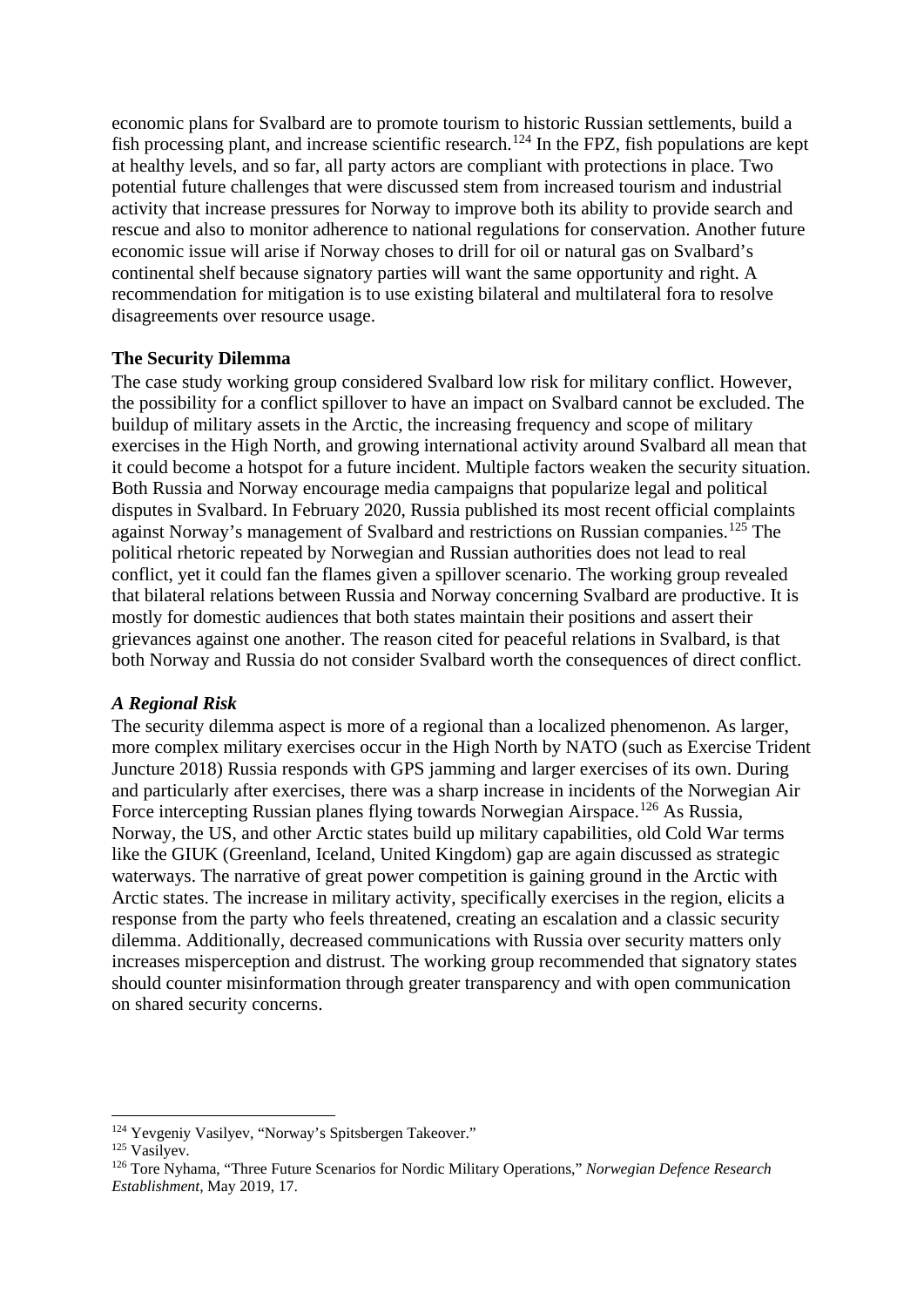economic plans for Svalbard are to promote tourism to historic Russian settlements, build a fish processing plant, and increase scientific research.[124] In the FPZ, fish populations are kept at healthy levels, and so far, all party actors are compliant with protections in place. Two potential future challenges that were discussed stem from increased tourism and industrial activity that increase pressures for Norway to improve both its ability to provide search and rescue and also to monitor adherence to national regulations for conservation. Another future economic issue will arise if Norway choses to drill for oil or natural gas on Svalbard's continental shelf because signatory parties will want the same opportunity and right. A recommendation for mitigation is to use existing bilateral and multilateral fora to resolve disagreements over resource usage.

**The Security Dilemma**

The case study working group considered Svalbard low risk for military conflict. However, the possibility for a conflict spillover to have an impact on Svalbard cannot be excluded. The buildup of military assets in the Arctic, the increasing frequency and scope of military exercises in the High North, and growing international activity around Svalbard all mean that it could become a hotspot for a future incident. Multiple factors weaken the security situation. Both Russia and Norway encourage media campaigns that popularize legal and political disputes in Svalbard. In February 2020, Russia published its most recent official complaints against Norway's management of Svalbard and restrictions on Russian companies.[125] The political rhetoric repeated by Norwegian and Russian authorities does not lead to real conflict, yet it could fan the flames given a spillover scenario. The working group revealed that bilateral relations between Russia and Norway concerning Svalbard are productive. It is mostly for domestic audiences that both states maintain their positions and assert their grievances against one another. The reason cited for peaceful relations in Svalbard, is that both Norway and Russia do not consider Svalbard worth the consequences of direct conflict.

***A Regional Risk***

The security dilemma aspect is more of a regional than a localized phenomenon. As larger, more complex military exercises occur in the High North by NATO (such as Exercise Trident Juncture 2018) Russia responds with GPS jamming and larger exercises of its own. During and particularly after exercises, there was a sharp increase in incidents of the Norwegian Air Force intercepting Russian planes flying towards Norwegian Airspace.[126] As Russia, Norway, the US, and other Arctic states build up military capabilities, old Cold War terms like the GIUK (Greenland, Iceland, United Kingdom) gap are again discussed as strategic waterways. The narrative of great power competition is gaining ground in the Arctic with Arctic states. The increase in military activity, specifically exercises in the region, elicits a response from the party who feels threatened, creating an escalation and a classic security dilemma. Additionally, decreased communications with Russia over security matters only increases misperception and distrust. The working group recommended that signatory states should counter misinformation through greater transparency and with open communication on shared security concerns.

---

[124] Yevgeniy Vasilyev, "Norway's Spitsbergen Takeover."

[125] Vasilyev.

[126] Tore Nyhama, "Three Future Scenarios for Nordic Military Operations," *Norwegian Defence Research Establishment*, May 2019, 17.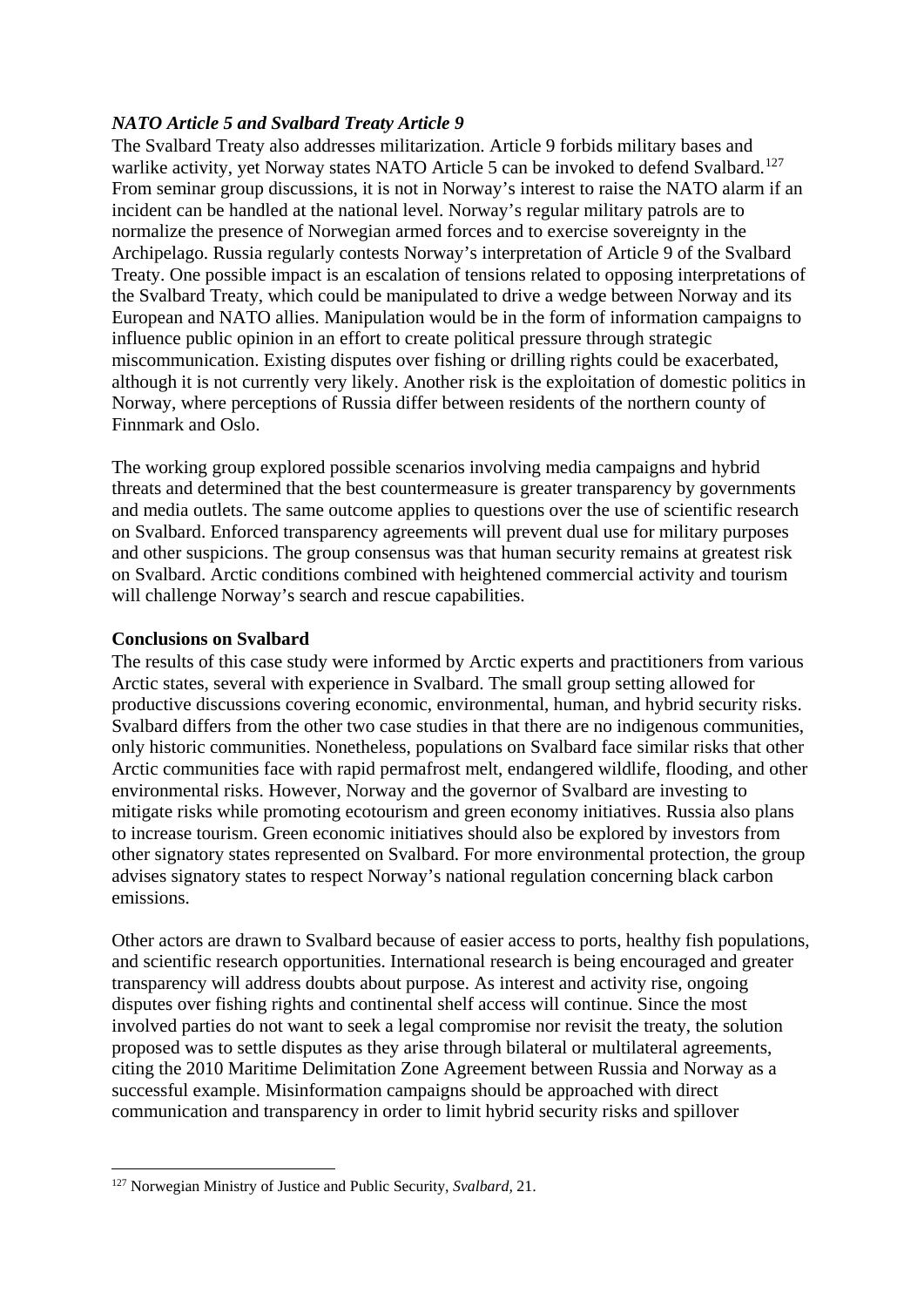### *NATO Article 5 and Svalbard Treaty Article 9*

The Svalbard Treaty also addresses militarization. Article 9 forbids military bases and warlike activity, yet Norway states NATO Article 5 can be invoked to defend Svalbard.[127] From seminar group discussions, it is not in Norway's interest to raise the NATO alarm if an incident can be handled at the national level. Norway's regular military patrols are to normalize the presence of Norwegian armed forces and to exercise sovereignty in the Archipelago. Russia regularly contests Norway's interpretation of Article 9 of the Svalbard Treaty. One possible impact is an escalation of tensions related to opposing interpretations of the Svalbard Treaty, which could be manipulated to drive a wedge between Norway and its European and NATO allies. Manipulation would be in the form of information campaigns to influence public opinion in an effort to create political pressure through strategic miscommunication. Existing disputes over fishing or drilling rights could be exacerbated, although it is not currently very likely. Another risk is the exploitation of domestic politics in Norway, where perceptions of Russia differ between residents of the northern county of Finnmark and Oslo.

The working group explored possible scenarios involving media campaigns and hybrid threats and determined that the best countermeasure is greater transparency by governments and media outlets. The same outcome applies to questions over the use of scientific research on Svalbard. Enforced transparency agreements will prevent dual use for military purposes and other suspicions. The group consensus was that human security remains at greatest risk on Svalbard. Arctic conditions combined with heightened commercial activity and tourism will challenge Norway's search and rescue capabilities.

### **Conclusions on Svalbard**

The results of this case study were informed by Arctic experts and practitioners from various Arctic states, several with experience in Svalbard. The small group setting allowed for productive discussions covering economic, environmental, human, and hybrid security risks. Svalbard differs from the other two case studies in that there are no indigenous communities, only historic communities. Nonetheless, populations on Svalbard face similar risks that other Arctic communities face with rapid permafrost melt, endangered wildlife, flooding, and other environmental risks. However, Norway and the governor of Svalbard are investing to mitigate risks while promoting ecotourism and green economy initiatives. Russia also plans to increase tourism. Green economic initiatives should also be explored by investors from other signatory states represented on Svalbard. For more environmental protection, the group advises signatory states to respect Norway's national regulation concerning black carbon emissions.

Other actors are drawn to Svalbard because of easier access to ports, healthy fish populations, and scientific research opportunities. International research is being encouraged and greater transparency will address doubts about purpose. As interest and activity rise, ongoing disputes over fishing rights and continental shelf access will continue. Since the most involved parties do not want to seek a legal compromise nor revisit the treaty, the solution proposed was to settle disputes as they arise through bilateral or multilateral agreements, citing the 2010 Maritime Delimitation Zone Agreement between Russia and Norway as a successful example. Misinformation campaigns should be approached with direct communication and transparency in order to limit hybrid security risks and spillover

---

[127] Norwegian Ministry of Justice and Public Security, *Svalbard*, 21.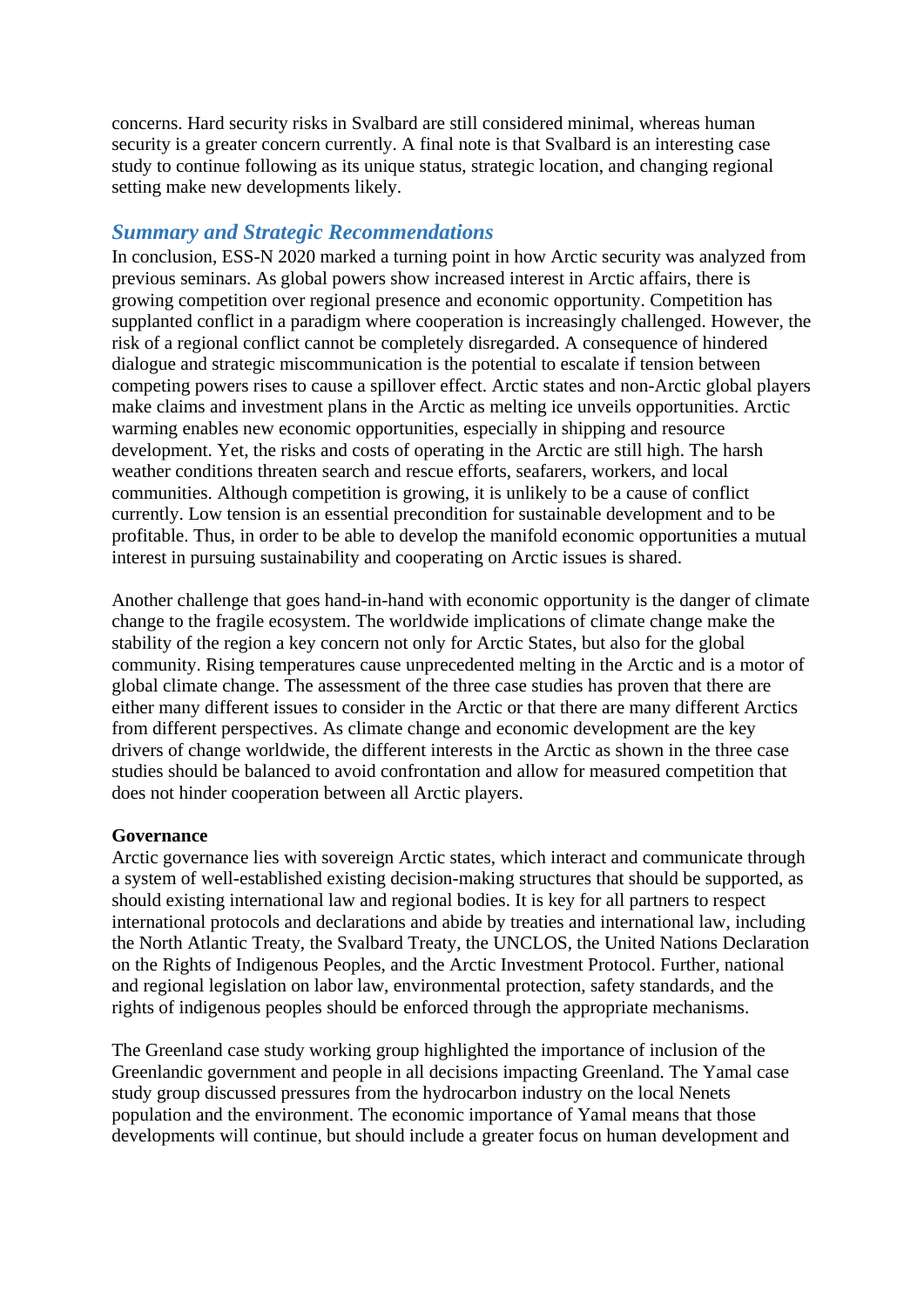concerns. Hard security risks in Svalbard are still considered minimal, whereas human security is a greater concern currently. A final note is that Svalbard is an interesting case study to continue following as its unique status, strategic location, and changing regional setting make new developments likely.

## *Summary and Strategic Recommendations*

In conclusion, ESS-N 2020 marked a turning point in how Arctic security was analyzed from previous seminars. As global powers show increased interest in Arctic affairs, there is growing competition over regional presence and economic opportunity. Competition has supplanted conflict in a paradigm where cooperation is increasingly challenged. However, the risk of a regional conflict cannot be completely disregarded. A consequence of hindered dialogue and strategic miscommunication is the potential to escalate if tension between competing powers rises to cause a spillover effect. Arctic states and non-Arctic global players make claims and investment plans in the Arctic as melting ice unveils opportunities. Arctic warming enables new economic opportunities, especially in shipping and resource development. Yet, the risks and costs of operating in the Arctic are still high. The harsh weather conditions threaten search and rescue efforts, seafarers, workers, and local communities. Although competition is growing, it is unlikely to be a cause of conflict currently. Low tension is an essential precondition for sustainable development and to be profitable. Thus, in order to be able to develop the manifold economic opportunities a mutual interest in pursuing sustainability and cooperating on Arctic issues is shared.

Another challenge that goes hand-in-hand with economic opportunity is the danger of climate change to the fragile ecosystem. The worldwide implications of climate change make the stability of the region a key concern not only for Arctic States, but also for the global community. Rising temperatures cause unprecedented melting in the Arctic and is a motor of global climate change. The assessment of the three case studies has proven that there are either many different issues to consider in the Arctic or that there are many different Arctics from different perspectives. As climate change and economic development are the key drivers of change worldwide, the different interests in the Arctic as shown in the three case studies should be balanced to avoid confrontation and allow for measured competition that does not hinder cooperation between all Arctic players.

**Governance**

Arctic governance lies with sovereign Arctic states, which interact and communicate through a system of well-established existing decision-making structures that should be supported, as should existing international law and regional bodies. It is key for all partners to respect international protocols and declarations and abide by treaties and international law, including the North Atlantic Treaty, the Svalbard Treaty, the UNCLOS, the United Nations Declaration on the Rights of Indigenous Peoples, and the Arctic Investment Protocol. Further, national and regional legislation on labor law, environmental protection, safety standards, and the rights of indigenous peoples should be enforced through the appropriate mechanisms.

The Greenland case study working group highlighted the importance of inclusion of the Greenlandic government and people in all decisions impacting Greenland. The Yamal case study group discussed pressures from the hydrocarbon industry on the local Nenets population and the environment. The economic importance of Yamal means that those developments will continue, but should include a greater focus on human development and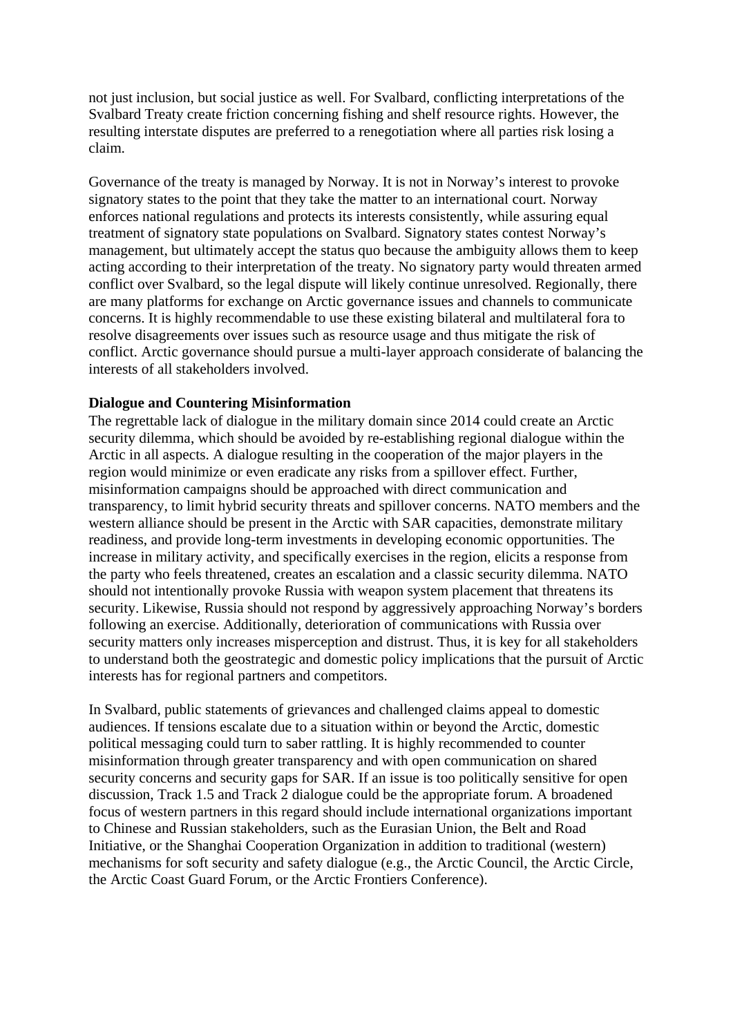not just inclusion, but social justice as well. For Svalbard, conflicting interpretations of the Svalbard Treaty create friction concerning fishing and shelf resource rights. However, the resulting interstate disputes are preferred to a renegotiation where all parties risk losing a claim.

Governance of the treaty is managed by Norway. It is not in Norway's interest to provoke signatory states to the point that they take the matter to an international court. Norway enforces national regulations and protects its interests consistently, while assuring equal treatment of signatory state populations on Svalbard. Signatory states contest Norway's management, but ultimately accept the status quo because the ambiguity allows them to keep acting according to their interpretation of the treaty. No signatory party would threaten armed conflict over Svalbard, so the legal dispute will likely continue unresolved. Regionally, there are many platforms for exchange on Arctic governance issues and channels to communicate concerns. It is highly recommendable to use these existing bilateral and multilateral fora to resolve disagreements over issues such as resource usage and thus mitigate the risk of conflict. Arctic governance should pursue a multi-layer approach considerate of balancing the interests of all stakeholders involved.

**Dialogue and Countering Misinformation**

The regrettable lack of dialogue in the military domain since 2014 could create an Arctic security dilemma, which should be avoided by re-establishing regional dialogue within the Arctic in all aspects. A dialogue resulting in the cooperation of the major players in the region would minimize or even eradicate any risks from a spillover effect. Further, misinformation campaigns should be approached with direct communication and transparency, to limit hybrid security threats and spillover concerns. NATO members and the western alliance should be present in the Arctic with SAR capacities, demonstrate military readiness, and provide long-term investments in developing economic opportunities. The increase in military activity, and specifically exercises in the region, elicits a response from the party who feels threatened, creates an escalation and a classic security dilemma. NATO should not intentionally provoke Russia with weapon system placement that threatens its security. Likewise, Russia should not respond by aggressively approaching Norway's borders following an exercise. Additionally, deterioration of communications with Russia over security matters only increases misperception and distrust. Thus, it is key for all stakeholders to understand both the geostrategic and domestic policy implications that the pursuit of Arctic interests has for regional partners and competitors.

In Svalbard, public statements of grievances and challenged claims appeal to domestic audiences. If tensions escalate due to a situation within or beyond the Arctic, domestic political messaging could turn to saber rattling. It is highly recommended to counter misinformation through greater transparency and with open communication on shared security concerns and security gaps for SAR. If an issue is too politically sensitive for open discussion, Track 1.5 and Track 2 dialogue could be the appropriate forum. A broadened focus of western partners in this regard should include international organizations important to Chinese and Russian stakeholders, such as the Eurasian Union, the Belt and Road Initiative, or the Shanghai Cooperation Organization in addition to traditional (western) mechanisms for soft security and safety dialogue (e.g., the Arctic Council, the Arctic Circle, the Arctic Coast Guard Forum, or the Arctic Frontiers Conference).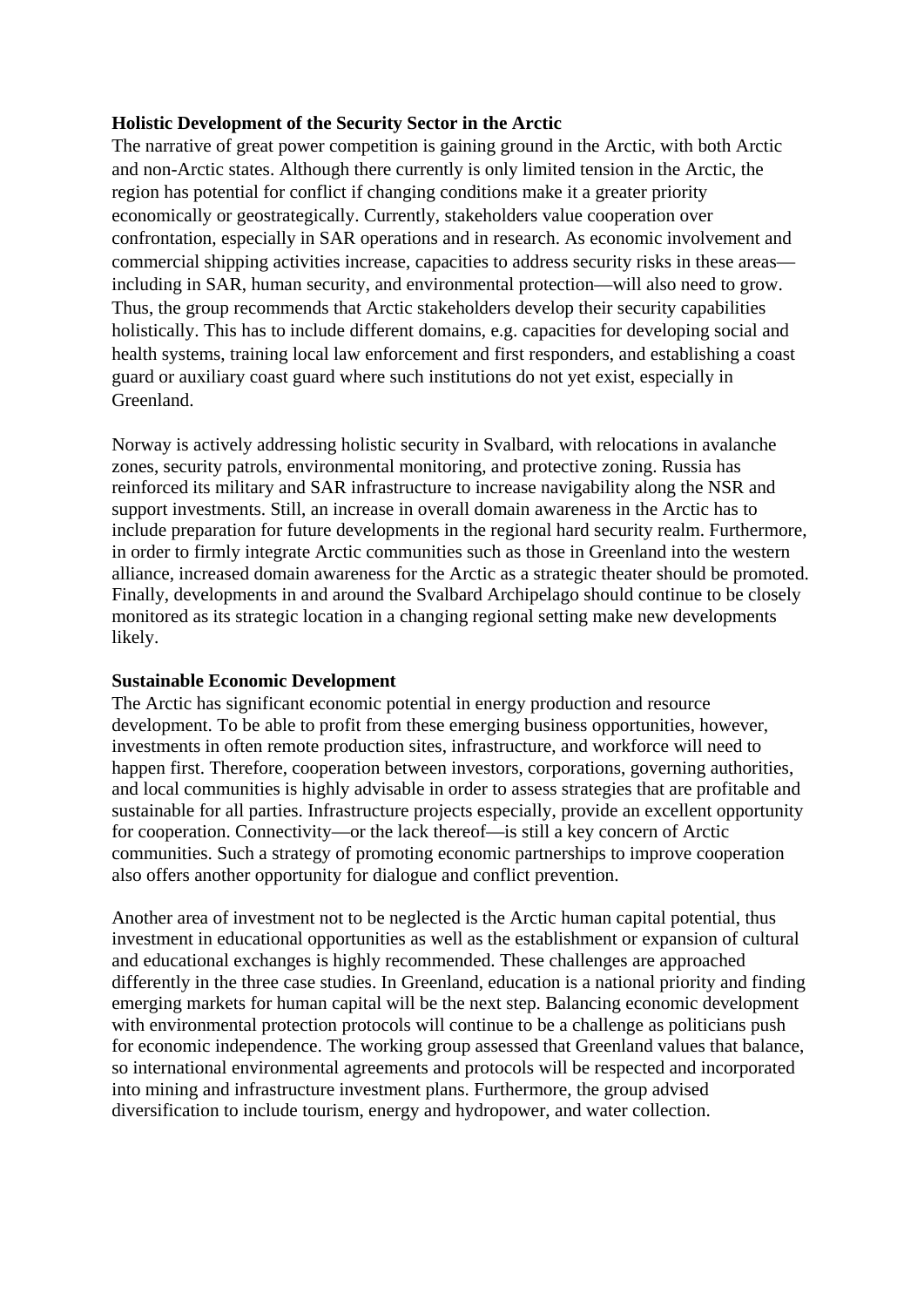**Holistic Development of the Security Sector in the Arctic**

The narrative of great power competition is gaining ground in the Arctic, with both Arctic and non-Arctic states. Although there currently is only limited tension in the Arctic, the region has potential for conflict if changing conditions make it a greater priority economically or geostrategically. Currently, stakeholders value cooperation over confrontation, especially in SAR operations and in research. As economic involvement and commercial shipping activities increase, capacities to address security risks in these areas—including in SAR, human security, and environmental protection—will also need to grow. Thus, the group recommends that Arctic stakeholders develop their security capabilities holistically. This has to include different domains, e.g. capacities for developing social and health systems, training local law enforcement and first responders, and establishing a coast guard or auxiliary coast guard where such institutions do not yet exist, especially in Greenland.

Norway is actively addressing holistic security in Svalbard, with relocations in avalanche zones, security patrols, environmental monitoring, and protective zoning. Russia has reinforced its military and SAR infrastructure to increase navigability along the NSR and support investments. Still, an increase in overall domain awareness in the Arctic has to include preparation for future developments in the regional hard security realm. Furthermore, in order to firmly integrate Arctic communities such as those in Greenland into the western alliance, increased domain awareness for the Arctic as a strategic theater should be promoted. Finally, developments in and around the Svalbard Archipelago should continue to be closely monitored as its strategic location in a changing regional setting make new developments likely.

**Sustainable Economic Development**

The Arctic has significant economic potential in energy production and resource development. To be able to profit from these emerging business opportunities, however, investments in often remote production sites, infrastructure, and workforce will need to happen first. Therefore, cooperation between investors, corporations, governing authorities, and local communities is highly advisable in order to assess strategies that are profitable and sustainable for all parties. Infrastructure projects especially, provide an excellent opportunity for cooperation. Connectivity—or the lack thereof—is still a key concern of Arctic communities. Such a strategy of promoting economic partnerships to improve cooperation also offers another opportunity for dialogue and conflict prevention.

Another area of investment not to be neglected is the Arctic human capital potential, thus investment in educational opportunities as well as the establishment or expansion of cultural and educational exchanges is highly recommended. These challenges are approached differently in the three case studies. In Greenland, education is a national priority and finding emerging markets for human capital will be the next step. Balancing economic development with environmental protection protocols will continue to be a challenge as politicians push for economic independence. The working group assessed that Greenland values that balance, so international environmental agreements and protocols will be respected and incorporated into mining and infrastructure investment plans. Furthermore, the group advised diversification to include tourism, energy and hydropower, and water collection.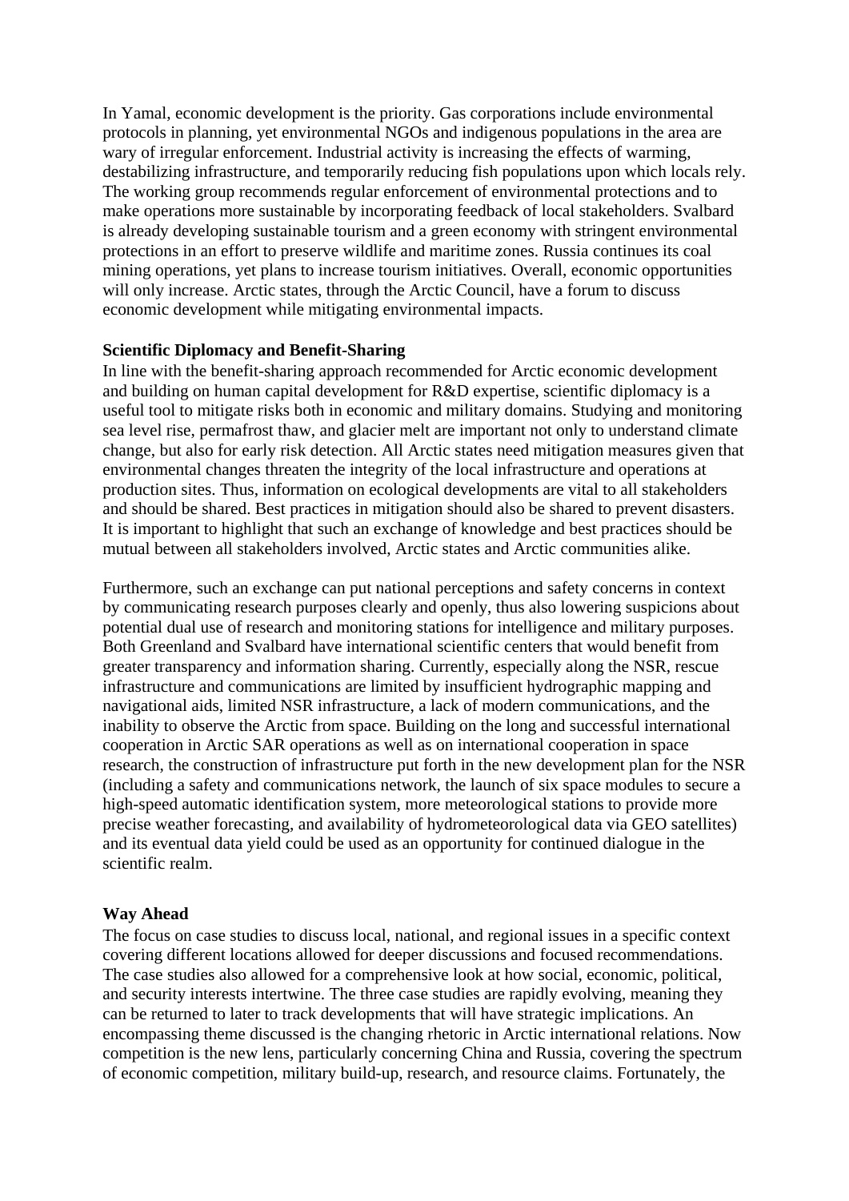In Yamal, economic development is the priority. Gas corporations include environmental protocols in planning, yet environmental NGOs and indigenous populations in the area are wary of irregular enforcement. Industrial activity is increasing the effects of warming, destabilizing infrastructure, and temporarily reducing fish populations upon which locals rely. The working group recommends regular enforcement of environmental protections and to make operations more sustainable by incorporating feedback of local stakeholders. Svalbard is already developing sustainable tourism and a green economy with stringent environmental protections in an effort to preserve wildlife and maritime zones. Russia continues its coal mining operations, yet plans to increase tourism initiatives. Overall, economic opportunities will only increase. Arctic states, through the Arctic Council, have a forum to discuss economic development while mitigating environmental impacts.

**Scientific Diplomacy and Benefit-Sharing**

In line with the benefit-sharing approach recommended for Arctic economic development and building on human capital development for R&D expertise, scientific diplomacy is a useful tool to mitigate risks both in economic and military domains. Studying and monitoring sea level rise, permafrost thaw, and glacier melt are important not only to understand climate change, but also for early risk detection. All Arctic states need mitigation measures given that environmental changes threaten the integrity of the local infrastructure and operations at production sites. Thus, information on ecological developments are vital to all stakeholders and should be shared. Best practices in mitigation should also be shared to prevent disasters. It is important to highlight that such an exchange of knowledge and best practices should be mutual between all stakeholders involved, Arctic states and Arctic communities alike.

Furthermore, such an exchange can put national perceptions and safety concerns in context by communicating research purposes clearly and openly, thus also lowering suspicions about potential dual use of research and monitoring stations for intelligence and military purposes. Both Greenland and Svalbard have international scientific centers that would benefit from greater transparency and information sharing. Currently, especially along the NSR, rescue infrastructure and communications are limited by insufficient hydrographic mapping and navigational aids, limited NSR infrastructure, a lack of modern communications, and the inability to observe the Arctic from space. Building on the long and successful international cooperation in Arctic SAR operations as well as on international cooperation in space research, the construction of infrastructure put forth in the new development plan for the NSR (including a safety and communications network, the launch of six space modules to secure a high-speed automatic identification system, more meteorological stations to provide more precise weather forecasting, and availability of hydrometeorological data via GEO satellites) and its eventual data yield could be used as an opportunity for continued dialogue in the scientific realm.

**Way Ahead**

The focus on case studies to discuss local, national, and regional issues in a specific context covering different locations allowed for deeper discussions and focused recommendations. The case studies also allowed for a comprehensive look at how social, economic, political, and security interests intertwine. The three case studies are rapidly evolving, meaning they can be returned to later to track developments that will have strategic implications. An encompassing theme discussed is the changing rhetoric in Arctic international relations. Now competition is the new lens, particularly concerning China and Russia, covering the spectrum of economic competition, military build-up, research, and resource claims. Fortunately, the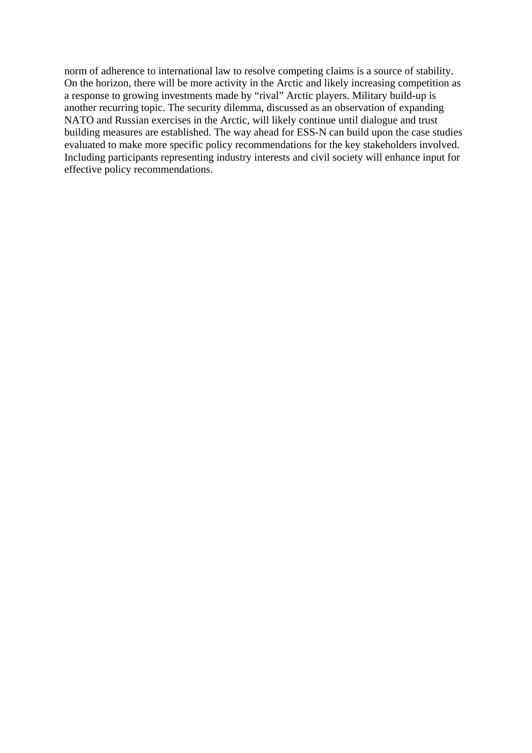norm of adherence to international law to resolve competing claims is a source of stability. On the horizon, there will be more activity in the Arctic and likely increasing competition as a response to growing investments made by "rival" Arctic players. Military build-up is another recurring topic. The security dilemma, discussed as an observation of expanding NATO and Russian exercises in the Arctic, will likely continue until dialogue and trust building measures are established. The way ahead for ESS-N can build upon the case studies evaluated to make more specific policy recommendations for the key stakeholders involved. Including participants representing industry interests and civil society will enhance input for effective policy recommendations.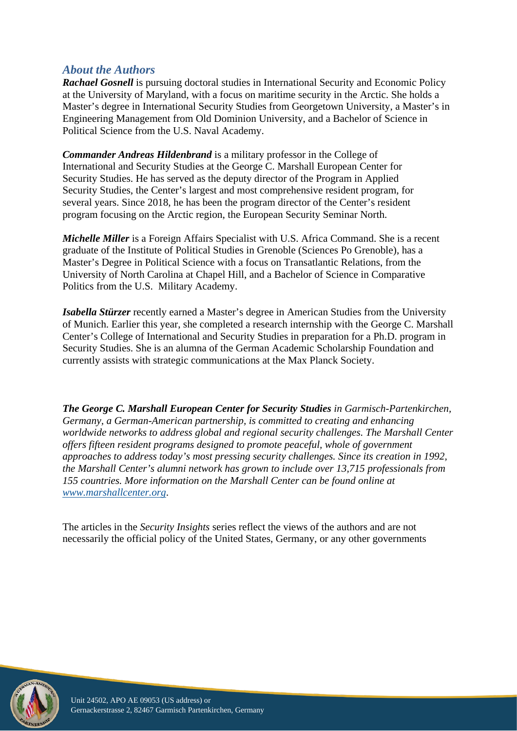## *About the Authors*

***Rachael Gosnell*** is pursuing doctoral studies in International Security and Economic Policy at the University of Maryland, with a focus on maritime security in the Arctic. She holds a Master's degree in International Security Studies from Georgetown University, a Master's in Engineering Management from Old Dominion University, and a Bachelor of Science in Political Science from the U.S. Naval Academy.

***Commander Andreas Hildenbrand*** is a military professor in the College of International and Security Studies at the George C. Marshall European Center for Security Studies. He has served as the deputy director of the Program in Applied Security Studies, the Center's largest and most comprehensive resident program, for several years. Since 2018, he has been the program director of the Center's resident program focusing on the Arctic region, the European Security Seminar North.

***Michelle Miller*** is a Foreign Affairs Specialist with U.S. Africa Command. She is a recent graduate of the Institute of Political Studies in Grenoble (Sciences Po Grenoble), has a Master's Degree in Political Science with a focus on Transatlantic Relations, from the University of North Carolina at Chapel Hill, and a Bachelor of Science in Comparative Politics from the U.S. Military Academy.

***Isabella Stürzer*** recently earned a Master's degree in American Studies from the University of Munich. Earlier this year, she completed a research internship with the George C. Marshall Center's College of International and Security Studies in preparation for a Ph.D. program in Security Studies. She is an alumna of the German Academic Scholarship Foundation and currently assists with strategic communications at the Max Planck Society.

***The George C. Marshall European Center for Security Studies** in Garmisch-Partenkirchen, Germany, a German-American partnership, is committed to creating and enhancing worldwide networks to address global and regional security challenges. The Marshall Center offers fifteen resident programs designed to promote peaceful, whole of government approaches to address today's most pressing security challenges. Since its creation in 1992, the Marshall Center's alumni network has grown to include over 13,715 professionals from 155 countries. More information on the Marshall Center can be found online at [www.marshallcenter.org](http://www.marshallcenter.org).*

The articles in the *Security Insights* series reflect the views of the authors and are not necessarily the official policy of the United States, Germany, or any other governments

Unit 24502, APO AE 09053 (US address) or
Gernackerstrasse 2, 82467 Garmisch Partenkirchen, Germany